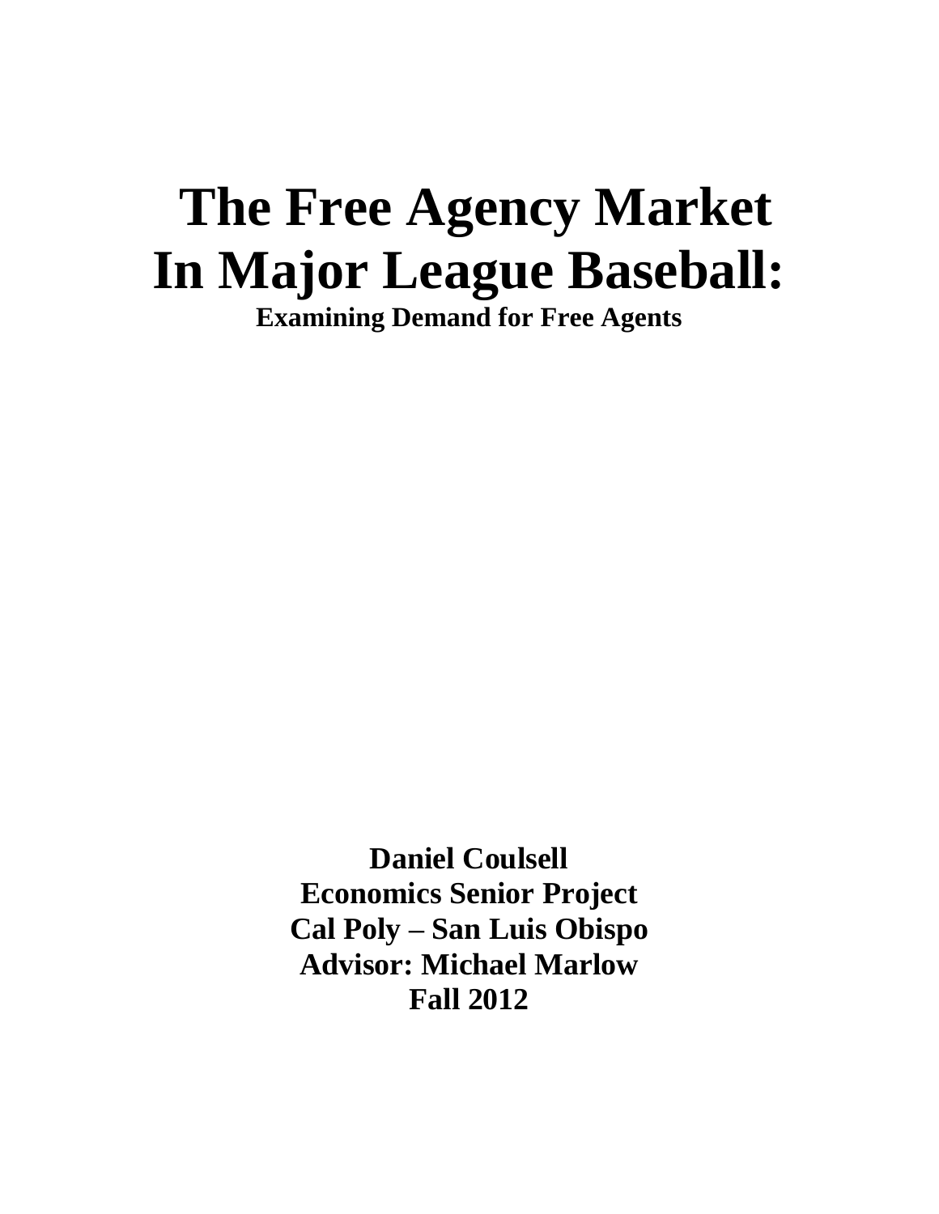# The Free Agency Market In Major League Baseball:

**Examining Demand for Free Agents**

**Daniel Coulsell**
**Economics Senior Project**
**Cal Poly – San Luis Obispo**
**Advisor: Michael Marlow**
**Fall 2012**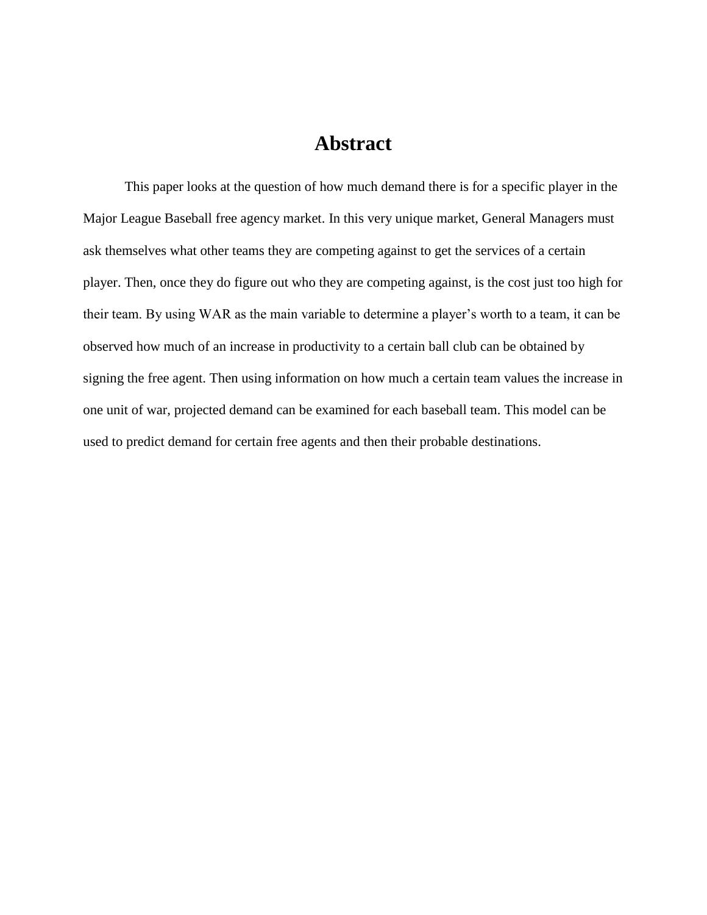# Abstract

This paper looks at the question of how much demand there is for a specific player in the Major League Baseball free agency market. In this very unique market, General Managers must ask themselves what other teams they are competing against to get the services of a certain player. Then, once they do figure out who they are competing against, is the cost just too high for their team. By using WAR as the main variable to determine a player's worth to a team, it can be observed how much of an increase in productivity to a certain ball club can be obtained by signing the free agent. Then using information on how much a certain team values the increase in one unit of war, projected demand can be examined for each baseball team. This model can be used to predict demand for certain free agents and then their probable destinations.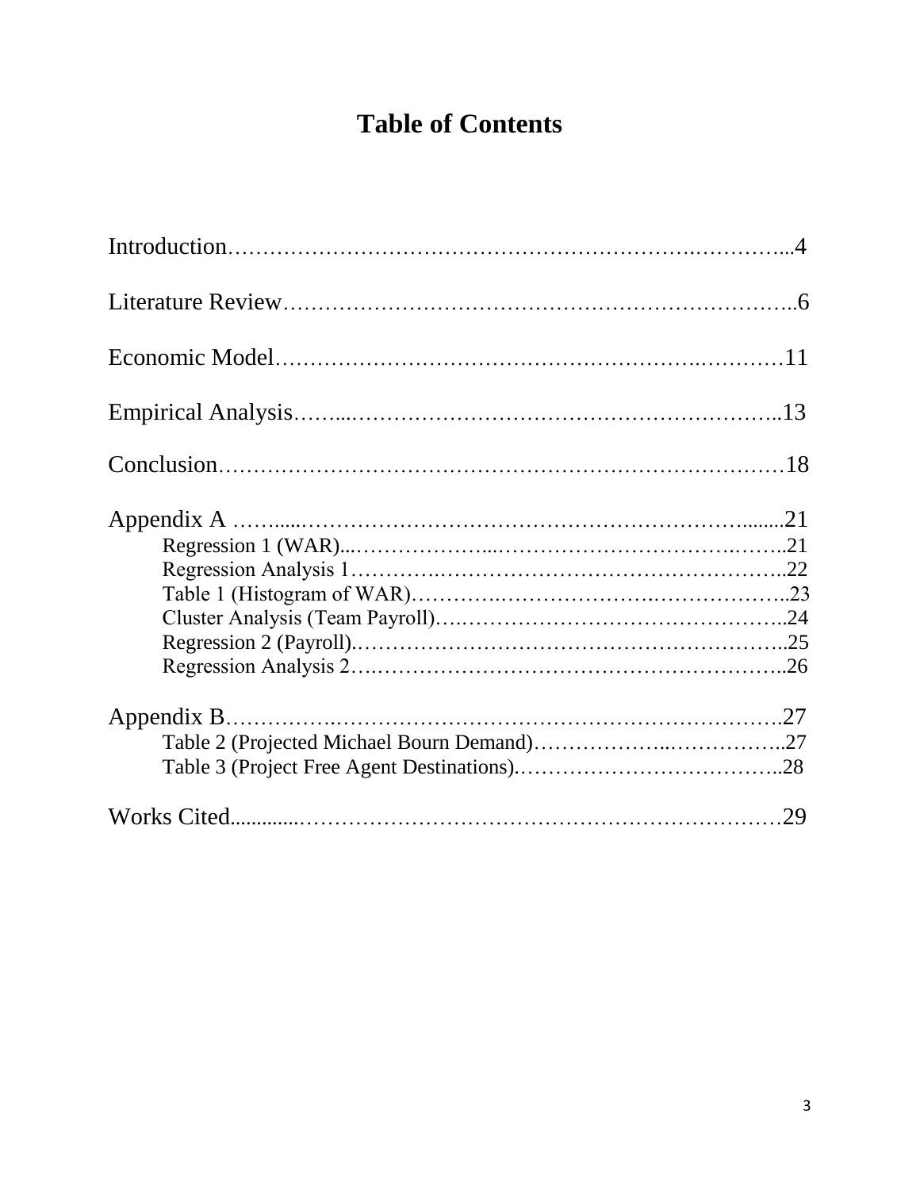# Table of Contents

Introduction……………………………………………………….…………...4

Literature Review…………………………………………………………..6

Economic Model………………………………………………….…………11

Empirical Analysis……...…………………………………………………..13

Conclusion……………………………………………………………………18

Appendix A ……....……………………………………………………........21

- Regression 1 (WAR)...………………...……………………………….……..21
- Regression Analysis 1……………………………………………………..22
- Table 1 (Histogram of WAR)………….…………………….………………..23
- Cluster Analysis (Team Payroll)….……………………………………..24
- Regression 2 (Payroll).…………………………………………………..25
- Regression Analysis 2….………………………………………………..26

Appendix B……………..……………………………………………………….27

- Table 2 (Projected Michael Bourn Demand)………………..……………..27
- Table 3 (Project Free Agent Destinations).………………………………..28

Works Cited.............…………………………………………………………29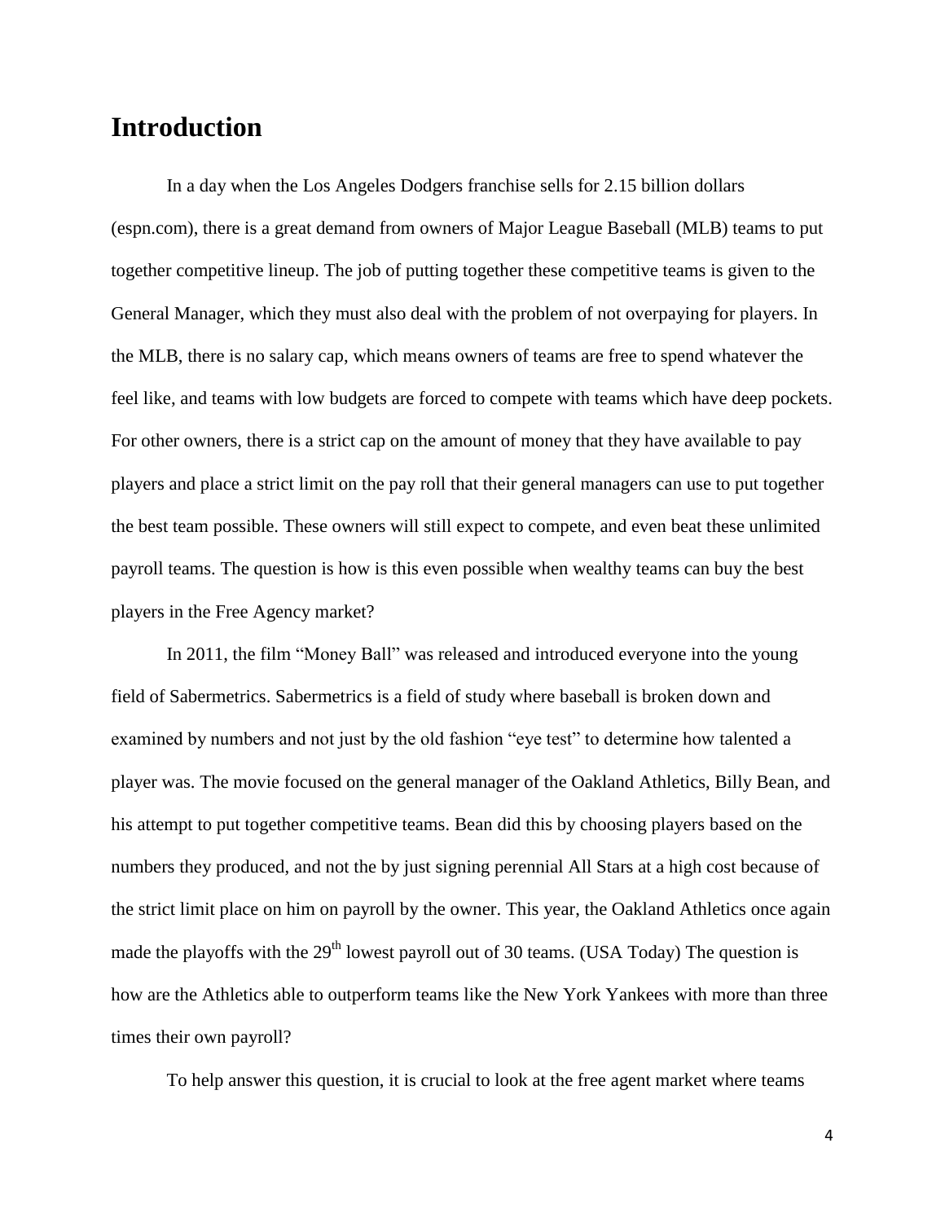# Introduction

In a day when the Los Angeles Dodgers franchise sells for 2.15 billion dollars (espn.com), there is a great demand from owners of Major League Baseball (MLB) teams to put together competitive lineup. The job of putting together these competitive teams is given to the General Manager, which they must also deal with the problem of not overpaying for players. In the MLB, there is no salary cap, which means owners of teams are free to spend whatever the feel like, and teams with low budgets are forced to compete with teams which have deep pockets. For other owners, there is a strict cap on the amount of money that they have available to pay players and place a strict limit on the pay roll that their general managers can use to put together the best team possible. These owners will still expect to compete, and even beat these unlimited payroll teams. The question is how is this even possible when wealthy teams can buy the best players in the Free Agency market?

In 2011, the film "Money Ball" was released and introduced everyone into the young field of Sabermetrics. Sabermetrics is a field of study where baseball is broken down and examined by numbers and not just by the old fashion "eye test" to determine how talented a player was. The movie focused on the general manager of the Oakland Athletics, Billy Bean, and his attempt to put together competitive teams. Bean did this by choosing players based on the numbers they produced, and not the by just signing perennial All Stars at a high cost because of the strict limit place on him on payroll by the owner. This year, the Oakland Athletics once again made the playoffs with the 29th lowest payroll out of 30 teams. (USA Today) The question is how are the Athletics able to outperform teams like the New York Yankees with more than three times their own payroll?

To help answer this question, it is crucial to look at the free agent market where teams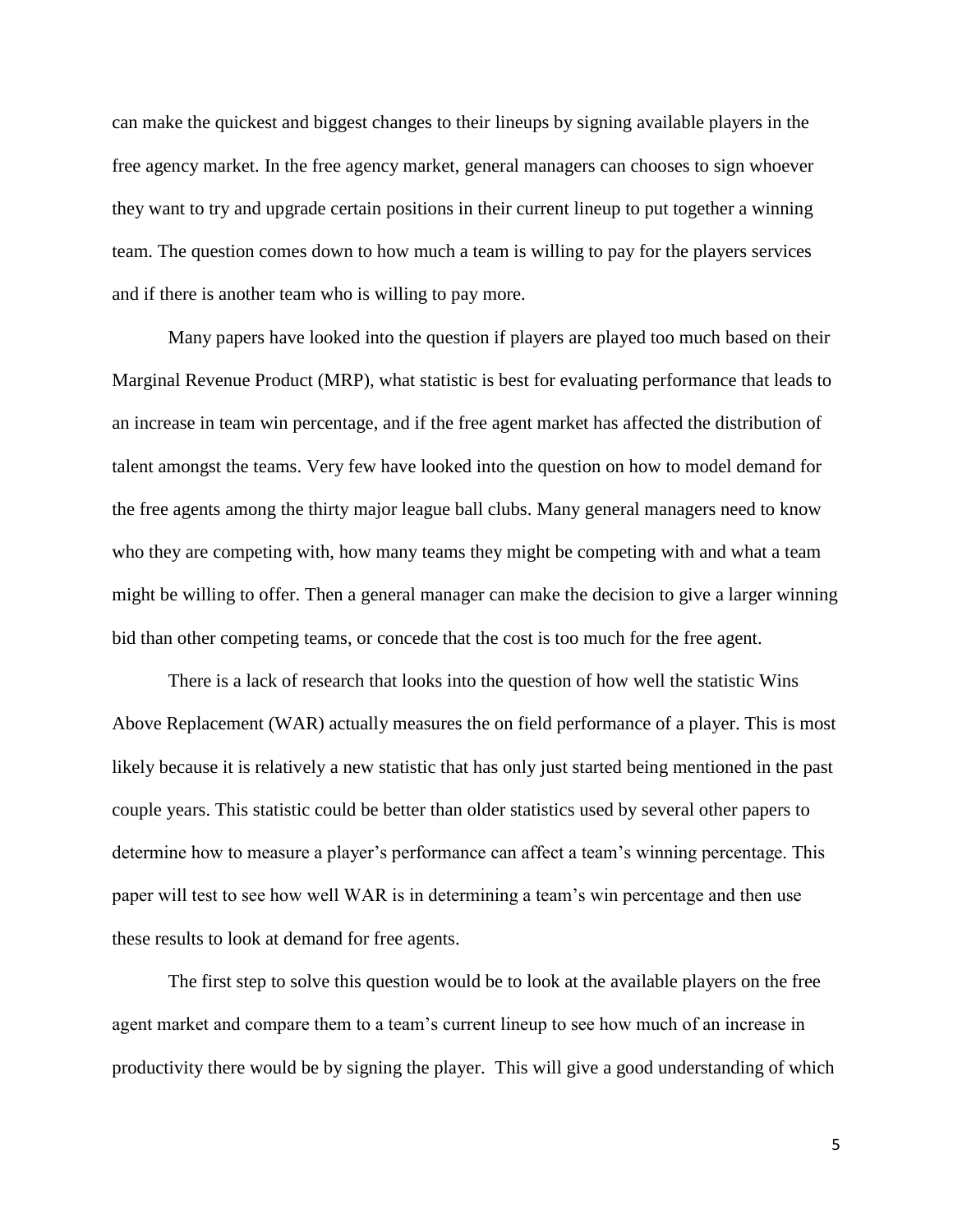can make the quickest and biggest changes to their lineups by signing available players in the free agency market. In the free agency market, general managers can chooses to sign whoever they want to try and upgrade certain positions in their current lineup to put together a winning team. The question comes down to how much a team is willing to pay for the players services and if there is another team who is willing to pay more.

Many papers have looked into the question if players are played too much based on their Marginal Revenue Product (MRP), what statistic is best for evaluating performance that leads to an increase in team win percentage, and if the free agent market has affected the distribution of talent amongst the teams. Very few have looked into the question on how to model demand for the free agents among the thirty major league ball clubs. Many general managers need to know who they are competing with, how many teams they might be competing with and what a team might be willing to offer. Then a general manager can make the decision to give a larger winning bid than other competing teams, or concede that the cost is too much for the free agent.

There is a lack of research that looks into the question of how well the statistic Wins Above Replacement (WAR) actually measures the on field performance of a player. This is most likely because it is relatively a new statistic that has only just started being mentioned in the past couple years. This statistic could be better than older statistics used by several other papers to determine how to measure a player's performance can affect a team's winning percentage. This paper will test to see how well WAR is in determining a team's win percentage and then use these results to look at demand for free agents.

The first step to solve this question would be to look at the available players on the free agent market and compare them to a team's current lineup to see how much of an increase in productivity there would be by signing the player. This will give a good understanding of which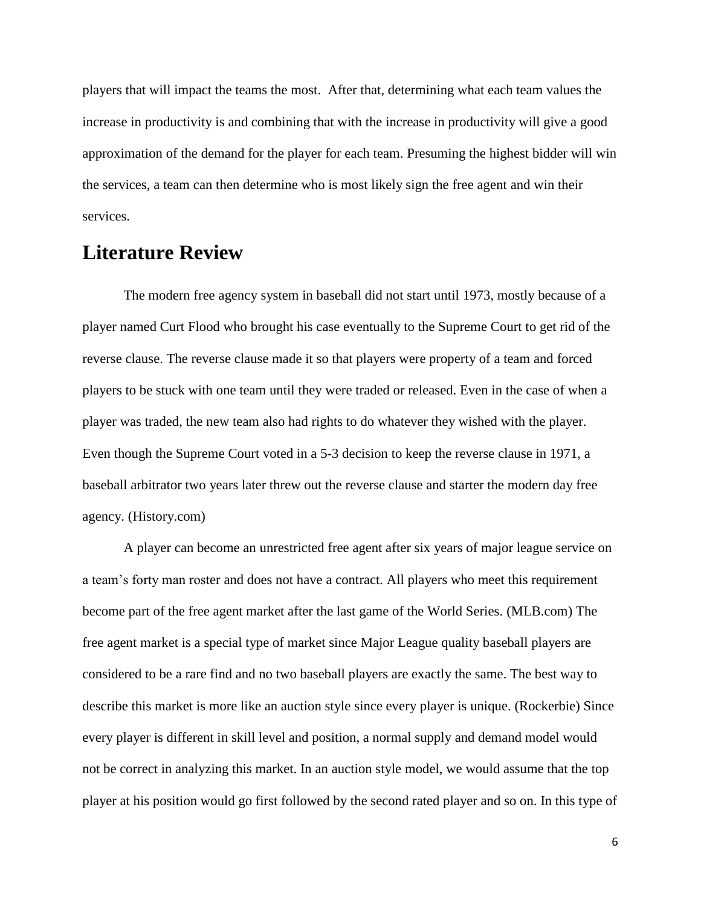players that will impact the teams the most. After that, determining what each team values the increase in productivity is and combining that with the increase in productivity will give a good approximation of the demand for the player for each team. Presuming the highest bidder will win the services, a team can then determine who is most likely sign the free agent and win their services.

## Literature Review

The modern free agency system in baseball did not start until 1973, mostly because of a player named Curt Flood who brought his case eventually to the Supreme Court to get rid of the reverse clause. The reverse clause made it so that players were property of a team and forced players to be stuck with one team until they were traded or released. Even in the case of when a player was traded, the new team also had rights to do whatever they wished with the player. Even though the Supreme Court voted in a 5-3 decision to keep the reverse clause in 1971, a baseball arbitrator two years later threw out the reverse clause and starter the modern day free agency. (History.com)

A player can become an unrestricted free agent after six years of major league service on a team's forty man roster and does not have a contract. All players who meet this requirement become part of the free agent market after the last game of the World Series. (MLB.com) The free agent market is a special type of market since Major League quality baseball players are considered to be a rare find and no two baseball players are exactly the same. The best way to describe this market is more like an auction style since every player is unique. (Rockerbie) Since every player is different in skill level and position, a normal supply and demand model would not be correct in analyzing this market. In an auction style model, we would assume that the top player at his position would go first followed by the second rated player and so on. In this type of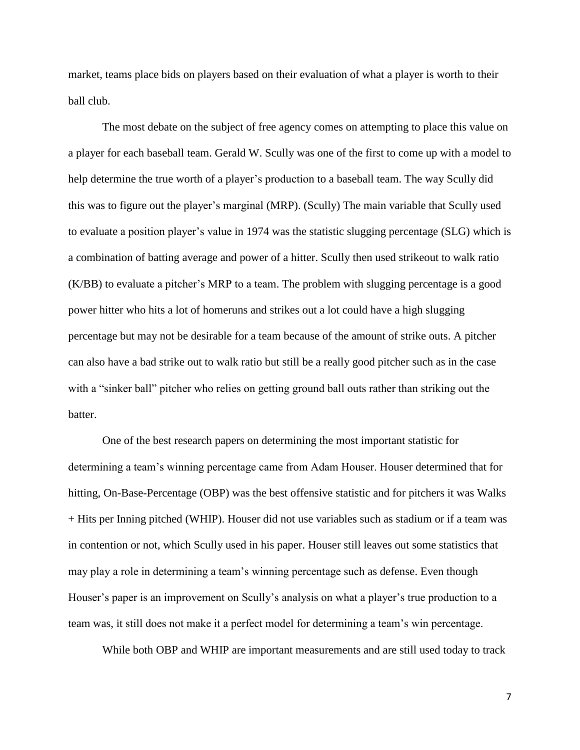market, teams place bids on players based on their evaluation of what a player is worth to their ball club.

The most debate on the subject of free agency comes on attempting to place this value on a player for each baseball team. Gerald W. Scully was one of the first to come up with a model to help determine the true worth of a player's production to a baseball team. The way Scully did this was to figure out the player's marginal (MRP). (Scully) The main variable that Scully used to evaluate a position player's value in 1974 was the statistic slugging percentage (SLG) which is a combination of batting average and power of a hitter. Scully then used strikeout to walk ratio (K/BB) to evaluate a pitcher's MRP to a team. The problem with slugging percentage is a good power hitter who hits a lot of homeruns and strikes out a lot could have a high slugging percentage but may not be desirable for a team because of the amount of strike outs. A pitcher can also have a bad strike out to walk ratio but still be a really good pitcher such as in the case with a "sinker ball" pitcher who relies on getting ground ball outs rather than striking out the batter.

One of the best research papers on determining the most important statistic for determining a team's winning percentage came from Adam Houser. Houser determined that for hitting, On-Base-Percentage (OBP) was the best offensive statistic and for pitchers it was Walks + Hits per Inning pitched (WHIP). Houser did not use variables such as stadium or if a team was in contention or not, which Scully used in his paper. Houser still leaves out some statistics that may play a role in determining a team's winning percentage such as defense. Even though Houser's paper is an improvement on Scully's analysis on what a player's true production to a team was, it still does not make it a perfect model for determining a team's win percentage.

While both OBP and WHIP are important measurements and are still used today to track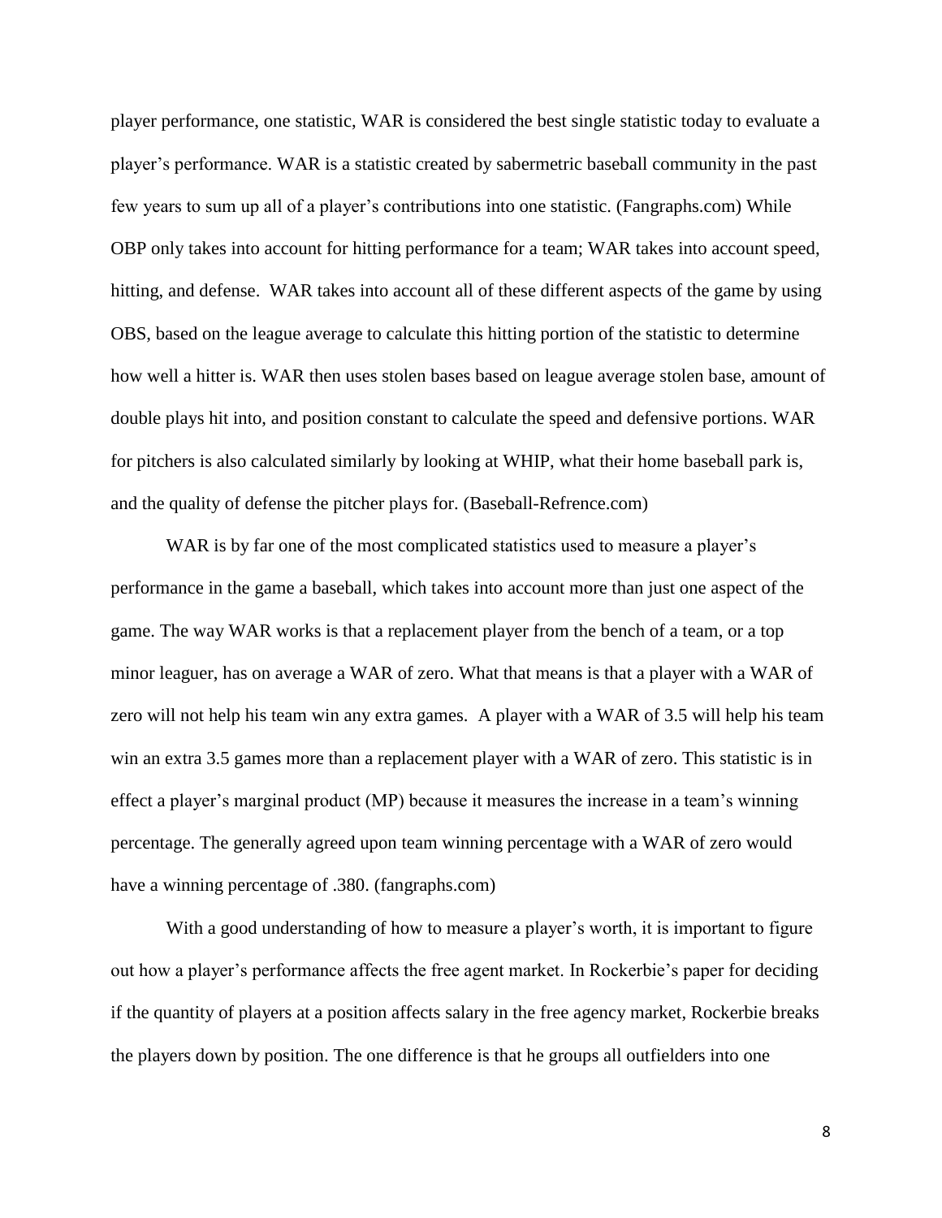player performance, one statistic, WAR is considered the best single statistic today to evaluate a player's performance. WAR is a statistic created by sabermetric baseball community in the past few years to sum up all of a player's contributions into one statistic. (Fangraphs.com) While OBP only takes into account for hitting performance for a team; WAR takes into account speed, hitting, and defense. WAR takes into account all of these different aspects of the game by using OBS, based on the league average to calculate this hitting portion of the statistic to determine how well a hitter is. WAR then uses stolen bases based on league average stolen base, amount of double plays hit into, and position constant to calculate the speed and defensive portions. WAR for pitchers is also calculated similarly by looking at WHIP, what their home baseball park is, and the quality of defense the pitcher plays for. (Baseball-Refrence.com)

WAR is by far one of the most complicated statistics used to measure a player's performance in the game a baseball, which takes into account more than just one aspect of the game. The way WAR works is that a replacement player from the bench of a team, or a top minor leaguer, has on average a WAR of zero. What that means is that a player with a WAR of zero will not help his team win any extra games. A player with a WAR of 3.5 will help his team win an extra 3.5 games more than a replacement player with a WAR of zero. This statistic is in effect a player's marginal product (MP) because it measures the increase in a team's winning percentage. The generally agreed upon team winning percentage with a WAR of zero would have a winning percentage of .380. (fangraphs.com)

With a good understanding of how to measure a player's worth, it is important to figure out how a player's performance affects the free agent market. In Rockerbie's paper for deciding if the quantity of players at a position affects salary in the free agency market, Rockerbie breaks the players down by position. The one difference is that he groups all outfielders into one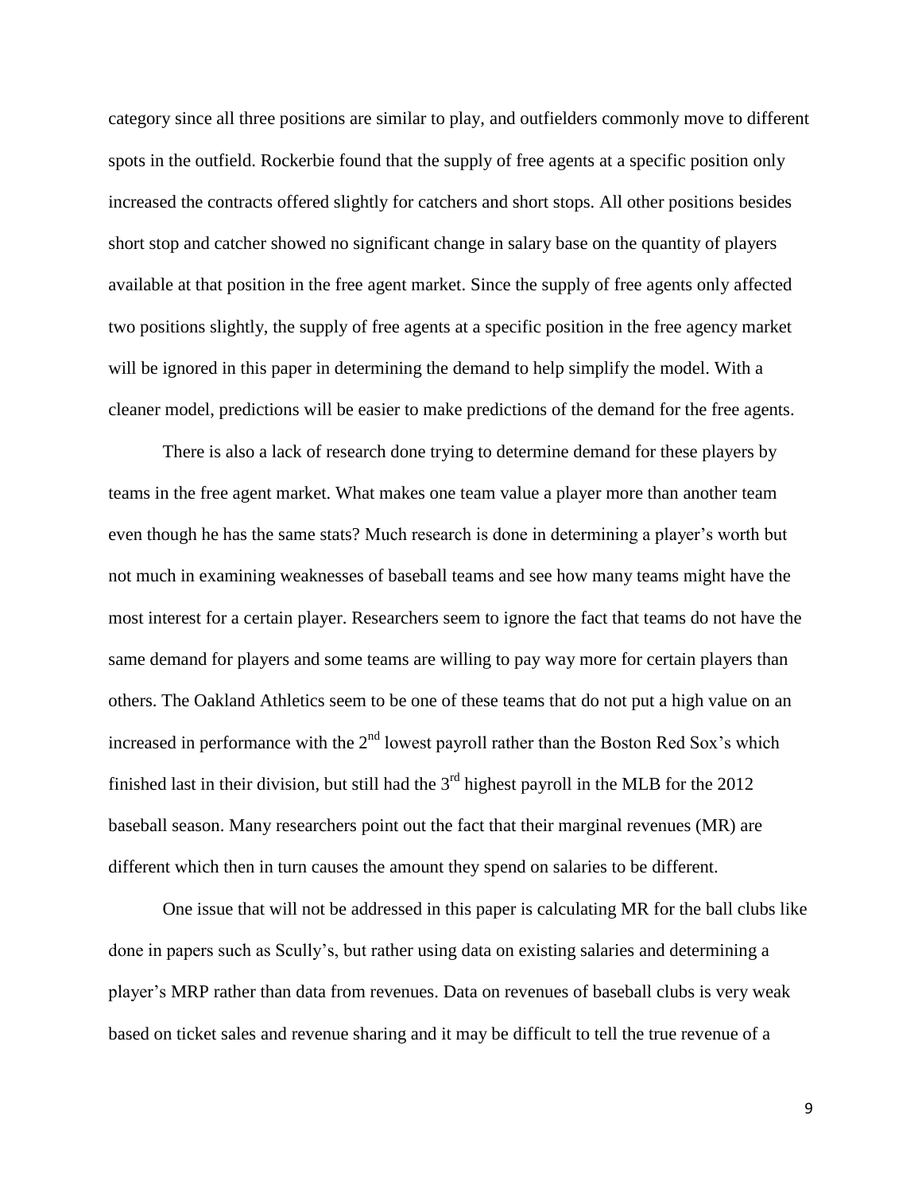category since all three positions are similar to play, and outfielders commonly move to different spots in the outfield. Rockerbie found that the supply of free agents at a specific position only increased the contracts offered slightly for catchers and short stops. All other positions besides short stop and catcher showed no significant change in salary base on the quantity of players available at that position in the free agent market. Since the supply of free agents only affected two positions slightly, the supply of free agents at a specific position in the free agency market will be ignored in this paper in determining the demand to help simplify the model. With a cleaner model, predictions will be easier to make predictions of the demand for the free agents.

There is also a lack of research done trying to determine demand for these players by teams in the free agent market. What makes one team value a player more than another team even though he has the same stats? Much research is done in determining a player's worth but not much in examining weaknesses of baseball teams and see how many teams might have the most interest for a certain player. Researchers seem to ignore the fact that teams do not have the same demand for players and some teams are willing to pay way more for certain players than others. The Oakland Athletics seem to be one of these teams that do not put a high value on an increased in performance with the 2nd lowest payroll rather than the Boston Red Sox's which finished last in their division, but still had the 3rd highest payroll in the MLB for the 2012 baseball season. Many researchers point out the fact that their marginal revenues (MR) are different which then in turn causes the amount they spend on salaries to be different.

One issue that will not be addressed in this paper is calculating MR for the ball clubs like done in papers such as Scully's, but rather using data on existing salaries and determining a player's MRP rather than data from revenues. Data on revenues of baseball clubs is very weak based on ticket sales and revenue sharing and it may be difficult to tell the true revenue of a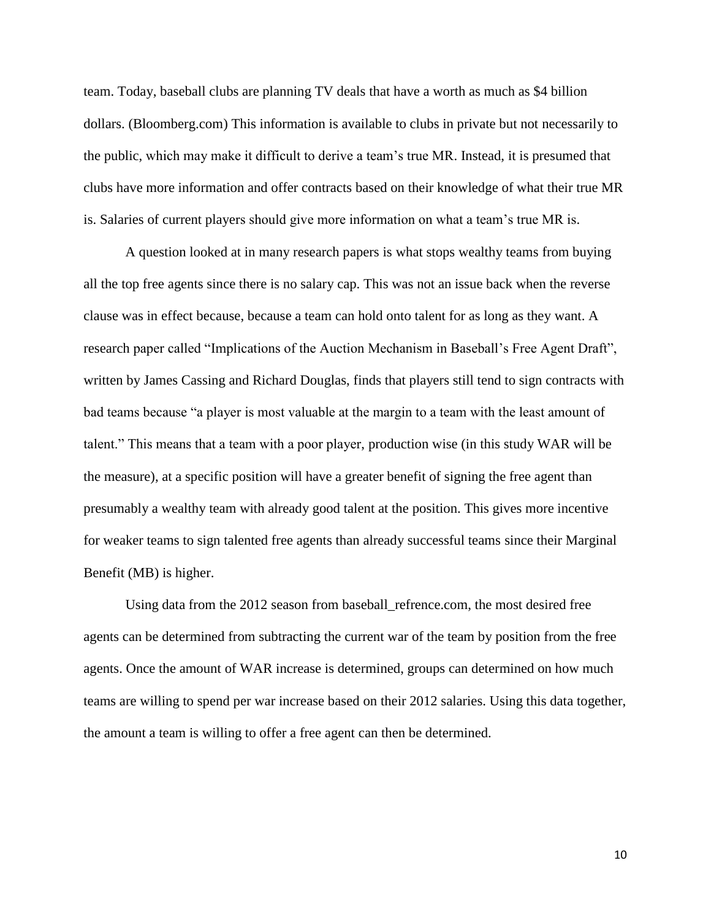team. Today, baseball clubs are planning TV deals that have a worth as much as $4 billion dollars. (Bloomberg.com) This information is available to clubs in private but not necessarily to the public, which may make it difficult to derive a team's true MR. Instead, it is presumed that clubs have more information and offer contracts based on their knowledge of what their true MR is. Salaries of current players should give more information on what a team's true MR is.

A question looked at in many research papers is what stops wealthy teams from buying all the top free agents since there is no salary cap. This was not an issue back when the reverse clause was in effect because, because a team can hold onto talent for as long as they want. A research paper called "Implications of the Auction Mechanism in Baseball's Free Agent Draft", written by James Cassing and Richard Douglas, finds that players still tend to sign contracts with bad teams because "a player is most valuable at the margin to a team with the least amount of talent." This means that a team with a poor player, production wise (in this study WAR will be the measure), at a specific position will have a greater benefit of signing the free agent than presumably a wealthy team with already good talent at the position. This gives more incentive for weaker teams to sign talented free agents than already successful teams since their Marginal Benefit (MB) is higher.

Using data from the 2012 season from baseball_refrence.com, the most desired free agents can be determined from subtracting the current war of the team by position from the free agents. Once the amount of WAR increase is determined, groups can determined on how much teams are willing to spend per war increase based on their 2012 salaries. Using this data together, the amount a team is willing to offer a free agent can then be determined.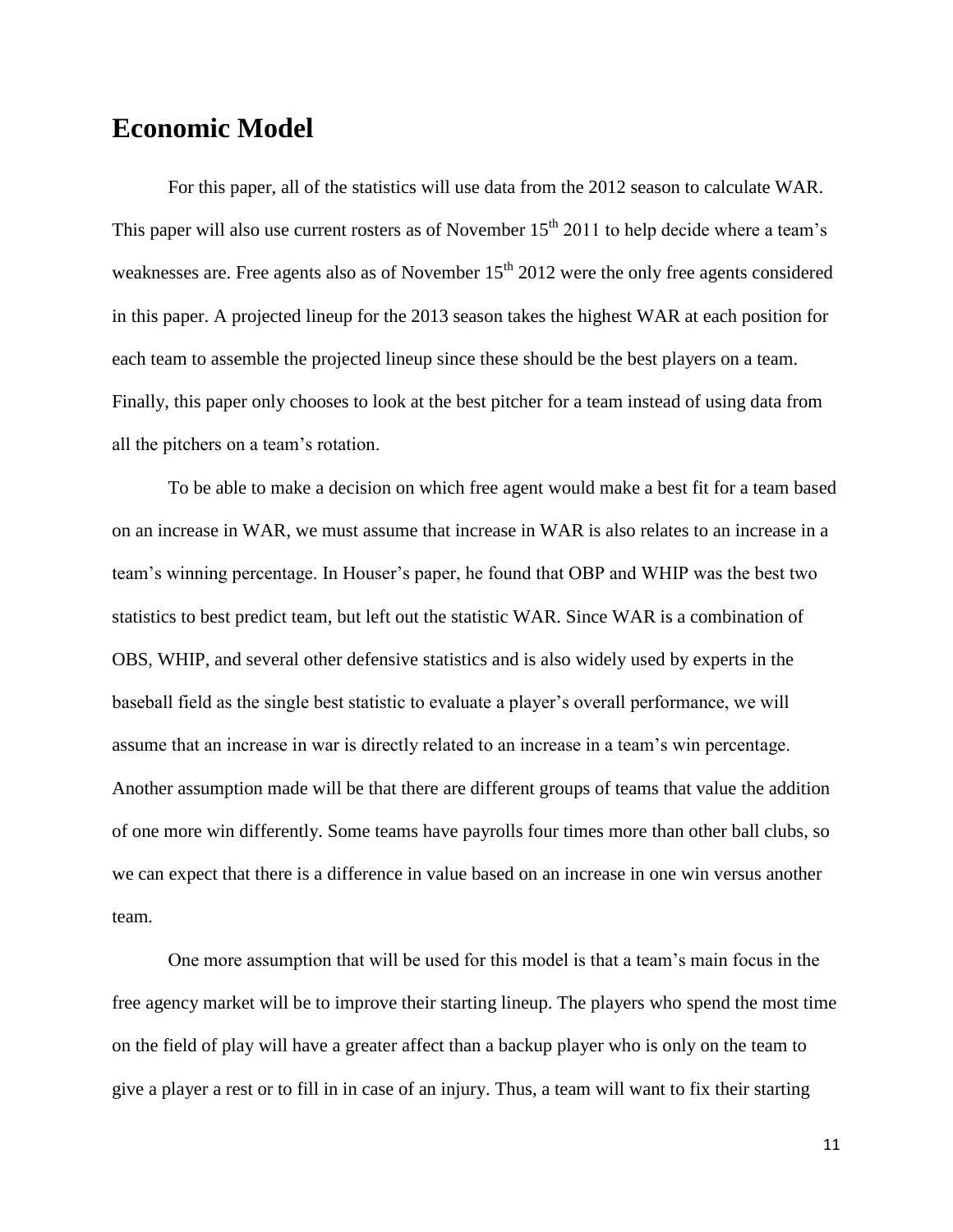## Economic Model

For this paper, all of the statistics will use data from the 2012 season to calculate WAR. This paper will also use current rosters as of November 15th 2011 to help decide where a team's weaknesses are. Free agents also as of November 15th 2012 were the only free agents considered in this paper. A projected lineup for the 2013 season takes the highest WAR at each position for each team to assemble the projected lineup since these should be the best players on a team. Finally, this paper only chooses to look at the best pitcher for a team instead of using data from all the pitchers on a team's rotation.

To be able to make a decision on which free agent would make a best fit for a team based on an increase in WAR, we must assume that increase in WAR is also relates to an increase in a team's winning percentage. In Houser's paper, he found that OBP and WHIP was the best two statistics to best predict team, but left out the statistic WAR. Since WAR is a combination of OBS, WHIP, and several other defensive statistics and is also widely used by experts in the baseball field as the single best statistic to evaluate a player's overall performance, we will assume that an increase in war is directly related to an increase in a team's win percentage. Another assumption made will be that there are different groups of teams that value the addition of one more win differently. Some teams have payrolls four times more than other ball clubs, so we can expect that there is a difference in value based on an increase in one win versus another team.

One more assumption that will be used for this model is that a team's main focus in the free agency market will be to improve their starting lineup. The players who spend the most time on the field of play will have a greater affect than a backup player who is only on the team to give a player a rest or to fill in in case of an injury. Thus, a team will want to fix their starting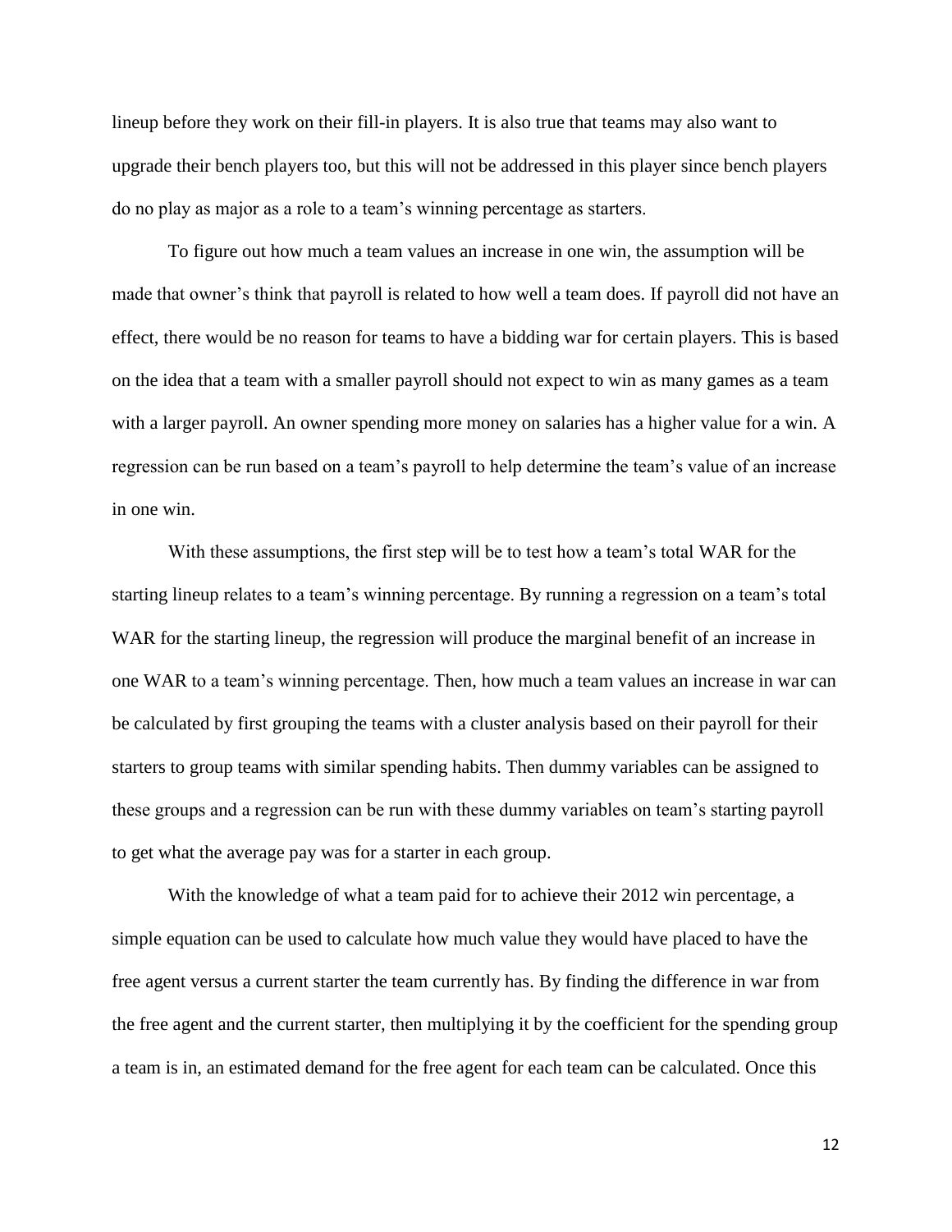lineup before they work on their fill-in players. It is also true that teams may also want to upgrade their bench players too, but this will not be addressed in this player since bench players do no play as major as a role to a team's winning percentage as starters.

To figure out how much a team values an increase in one win, the assumption will be made that owner's think that payroll is related to how well a team does. If payroll did not have an effect, there would be no reason for teams to have a bidding war for certain players. This is based on the idea that a team with a smaller payroll should not expect to win as many games as a team with a larger payroll. An owner spending more money on salaries has a higher value for a win. A regression can be run based on a team's payroll to help determine the team's value of an increase in one win.

With these assumptions, the first step will be to test how a team's total WAR for the starting lineup relates to a team's winning percentage. By running a regression on a team's total WAR for the starting lineup, the regression will produce the marginal benefit of an increase in one WAR to a team's winning percentage. Then, how much a team values an increase in war can be calculated by first grouping the teams with a cluster analysis based on their payroll for their starters to group teams with similar spending habits. Then dummy variables can be assigned to these groups and a regression can be run with these dummy variables on team's starting payroll to get what the average pay was for a starter in each group.

With the knowledge of what a team paid for to achieve their 2012 win percentage, a simple equation can be used to calculate how much value they would have placed to have the free agent versus a current starter the team currently has. By finding the difference in war from the free agent and the current starter, then multiplying it by the coefficient for the spending group a team is in, an estimated demand for the free agent for each team can be calculated. Once this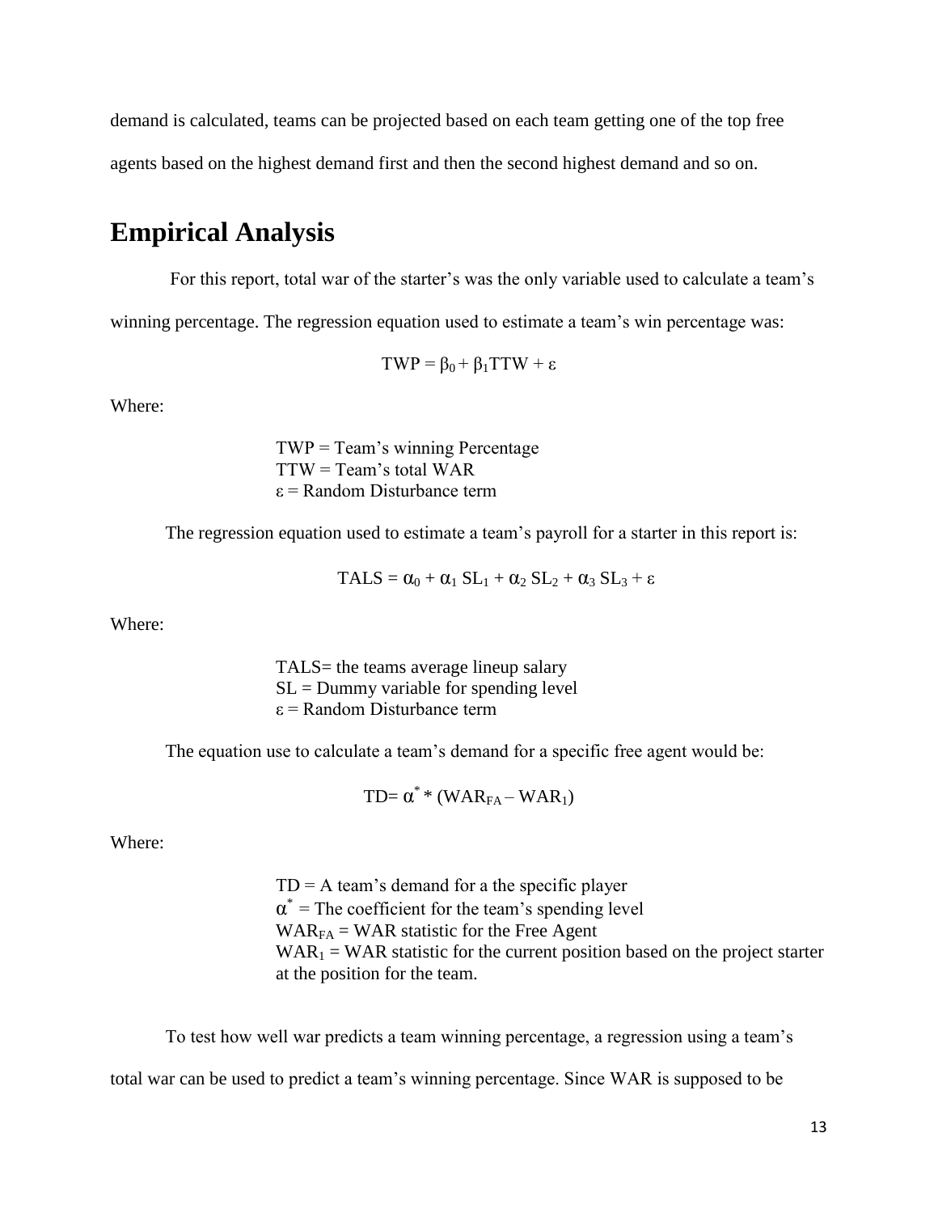demand is calculated, teams can be projected based on each team getting one of the top free agents based on the highest demand first and then the second highest demand and so on.

## Empirical Analysis

For this report, total war of the starter's was the only variable used to calculate a team's winning percentage. The regression equation used to estimate a team's win percentage was:

$$TWP = \beta_0 + \beta_1 TTW + \varepsilon$$

Where:

TWP = Team's winning Percentage
TTW = Team's total WAR
$\varepsilon$ = Random Disturbance term

The regression equation used to estimate a team's payroll for a starter in this report is:

$$TALS = \alpha_0 + \alpha_1 SL_1 + \alpha_2 SL_2 + \alpha_3 SL_3 + \varepsilon$$

Where:

TALS= the teams average lineup salary
SL = Dummy variable for spending level
$\varepsilon$ = Random Disturbance term

The equation use to calculate a team's demand for a specific free agent would be:

$$TD = \alpha^* * (WAR_{FA} - WAR_1)$$

Where:

TD = A team's demand for a the specific player
$\alpha^*$ = The coefficient for the team's spending level
$WAR_{FA}$ = WAR statistic for the Free Agent
$WAR_1$ = WAR statistic for the current position based on the project starter at the position for the team.

To test how well war predicts a team winning percentage, a regression using a team's total war can be used to predict a team's winning percentage. Since WAR is supposed to be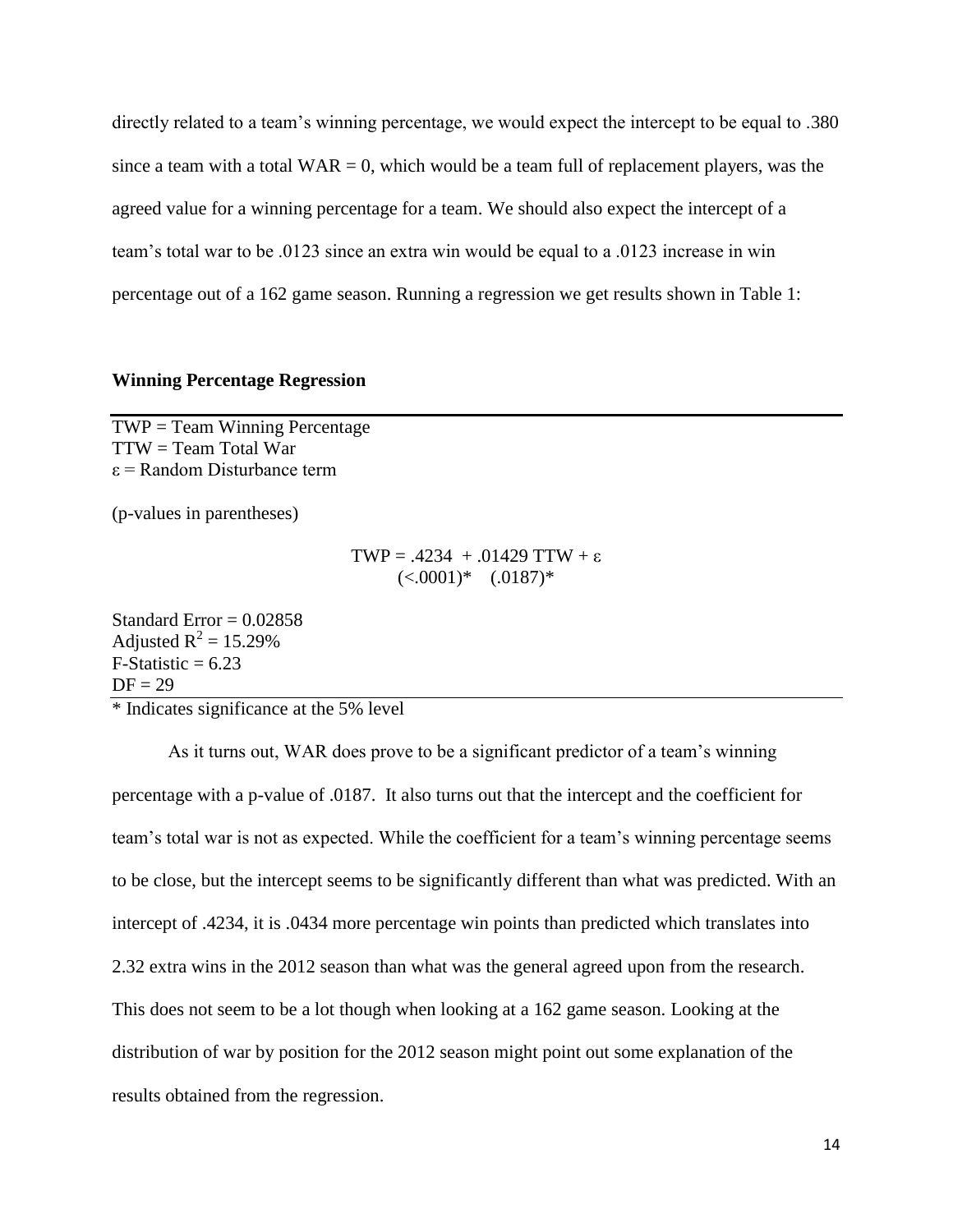directly related to a team's winning percentage, we would expect the intercept to be equal to .380 since a team with a total WAR = 0, which would be a team full of replacement players, was the agreed value for a winning percentage for a team. We should also expect the intercept of a team's total war to be .0123 since an extra win would be equal to a .0123 increase in win percentage out of a 162 game season. Running a regression we get results shown in Table 1:

**Winning Percentage Regression**

TWP = Team Winning Percentage
TTW = Team Total War
$\varepsilon$ = Random Disturbance term

(p-values in parentheses)

$$TWP = .4234 + .01429\ TTW + \varepsilon$$
$$(<.0001)^{*} \quad (.0187)^{*}$$

Standard Error = 0.02858
Adjusted $R^2$ = 15.29%
F-Statistic = 6.23
DF = 29

\* Indicates significance at the 5% level

As it turns out, WAR does prove to be a significant predictor of a team's winning percentage with a p-value of .0187. It also turns out that the intercept and the coefficient for team's total war is not as expected. While the coefficient for a team's winning percentage seems to be close, but the intercept seems to be significantly different than what was predicted. With an intercept of .4234, it is .0434 more percentage win points than predicted which translates into 2.32 extra wins in the 2012 season than what was the general agreed upon from the research. This does not seem to be a lot though when looking at a 162 game season. Looking at the distribution of war by position for the 2012 season might point out some explanation of the results obtained from the regression.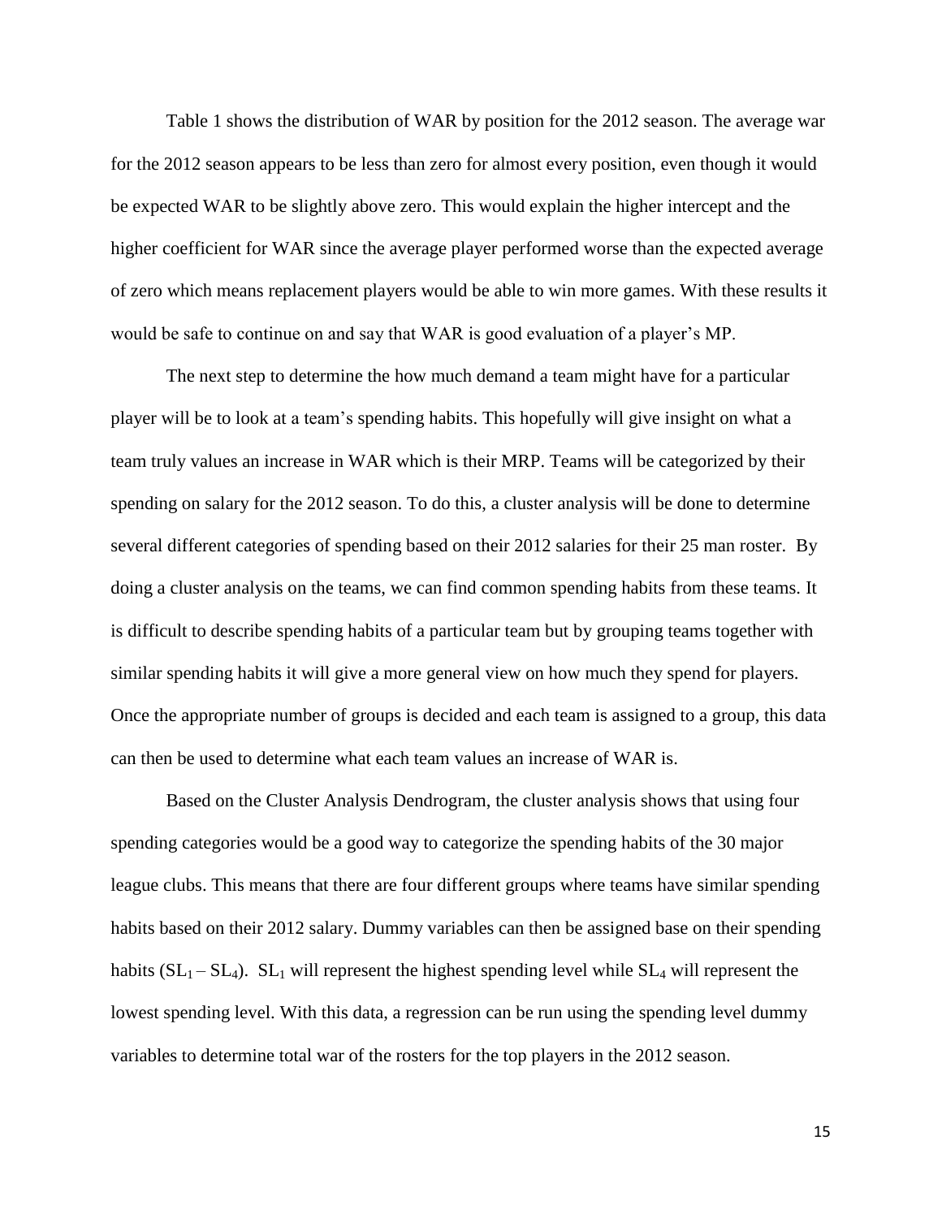Table 1 shows the distribution of WAR by position for the 2012 season. The average war for the 2012 season appears to be less than zero for almost every position, even though it would be expected WAR to be slightly above zero. This would explain the higher intercept and the higher coefficient for WAR since the average player performed worse than the expected average of zero which means replacement players would be able to win more games. With these results it would be safe to continue on and say that WAR is good evaluation of a player's MP.

The next step to determine the how much demand a team might have for a particular player will be to look at a team's spending habits. This hopefully will give insight on what a team truly values an increase in WAR which is their MRP. Teams will be categorized by their spending on salary for the 2012 season. To do this, a cluster analysis will be done to determine several different categories of spending based on their 2012 salaries for their 25 man roster. By doing a cluster analysis on the teams, we can find common spending habits from these teams. It is difficult to describe spending habits of a particular team but by grouping teams together with similar spending habits it will give a more general view on how much they spend for players. Once the appropriate number of groups is decided and each team is assigned to a group, this data can then be used to determine what each team values an increase of WAR is.

Based on the Cluster Analysis Dendrogram, the cluster analysis shows that using four spending categories would be a good way to categorize the spending habits of the 30 major league clubs. This means that there are four different groups where teams have similar spending habits based on their 2012 salary. Dummy variables can then be assigned base on their spending habits ($SL_1 – SL_4$). $SL_1$ will represent the highest spending level while $SL_4$ will represent the lowest spending level. With this data, a regression can be run using the spending level dummy variables to determine total war of the rosters for the top players in the 2012 season.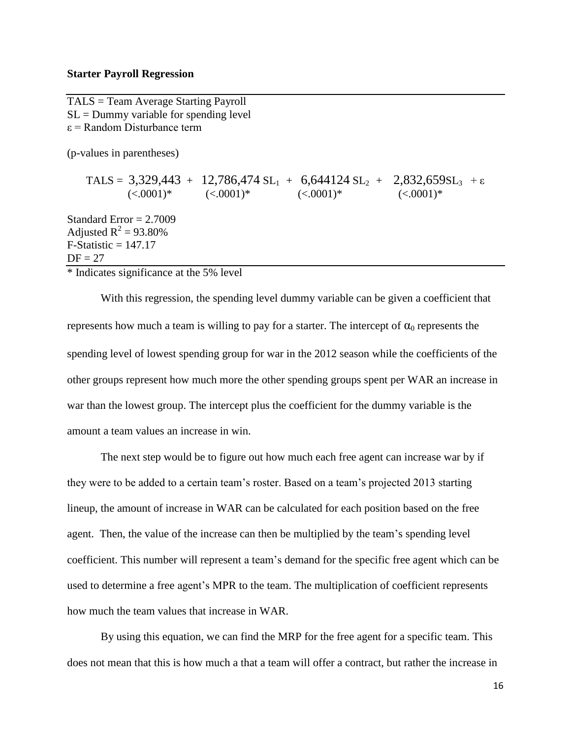**Starter Payroll Regression**

TALS = Team Average Starting Payroll
SL = Dummy variable for spending level
$\varepsilon$ = Random Disturbance term

(p-values in parentheses)

$$TALS = \underset{(<.0001)^{*}}{3{,}329{,}443} + \underset{(<.0001)^{*}}{12{,}786{,}474}\,SL_1 + \underset{(<.0001)^{*}}{6{,}644124}\,SL_2 + \underset{(<.0001)^{*}}{2{,}832{,}659}SL_3 + \varepsilon$$

Standard Error = 2.7009
Adjusted $R^2$ = 93.80%
F-Statistic = 147.17
DF = 27

\* Indicates significance at the 5% level

With this regression, the spending level dummy variable can be given a coefficient that represents how much a team is willing to pay for a starter. The intercept of $\alpha_0$ represents the spending level of lowest spending group for war in the 2012 season while the coefficients of the other groups represent how much more the other spending groups spent per WAR an increase in war than the lowest group. The intercept plus the coefficient for the dummy variable is the amount a team values an increase in win.

The next step would be to figure out how much each free agent can increase war by if they were to be added to a certain team's roster. Based on a team's projected 2013 starting lineup, the amount of increase in WAR can be calculated for each position based on the free agent. Then, the value of the increase can then be multiplied by the team's spending level coefficient. This number will represent a team's demand for the specific free agent which can be used to determine a free agent's MPR to the team. The multiplication of coefficient represents how much the team values that increase in WAR.

By using this equation, we can find the MRP for the free agent for a specific team. This does not mean that this is how much a that a team will offer a contract, but rather the increase in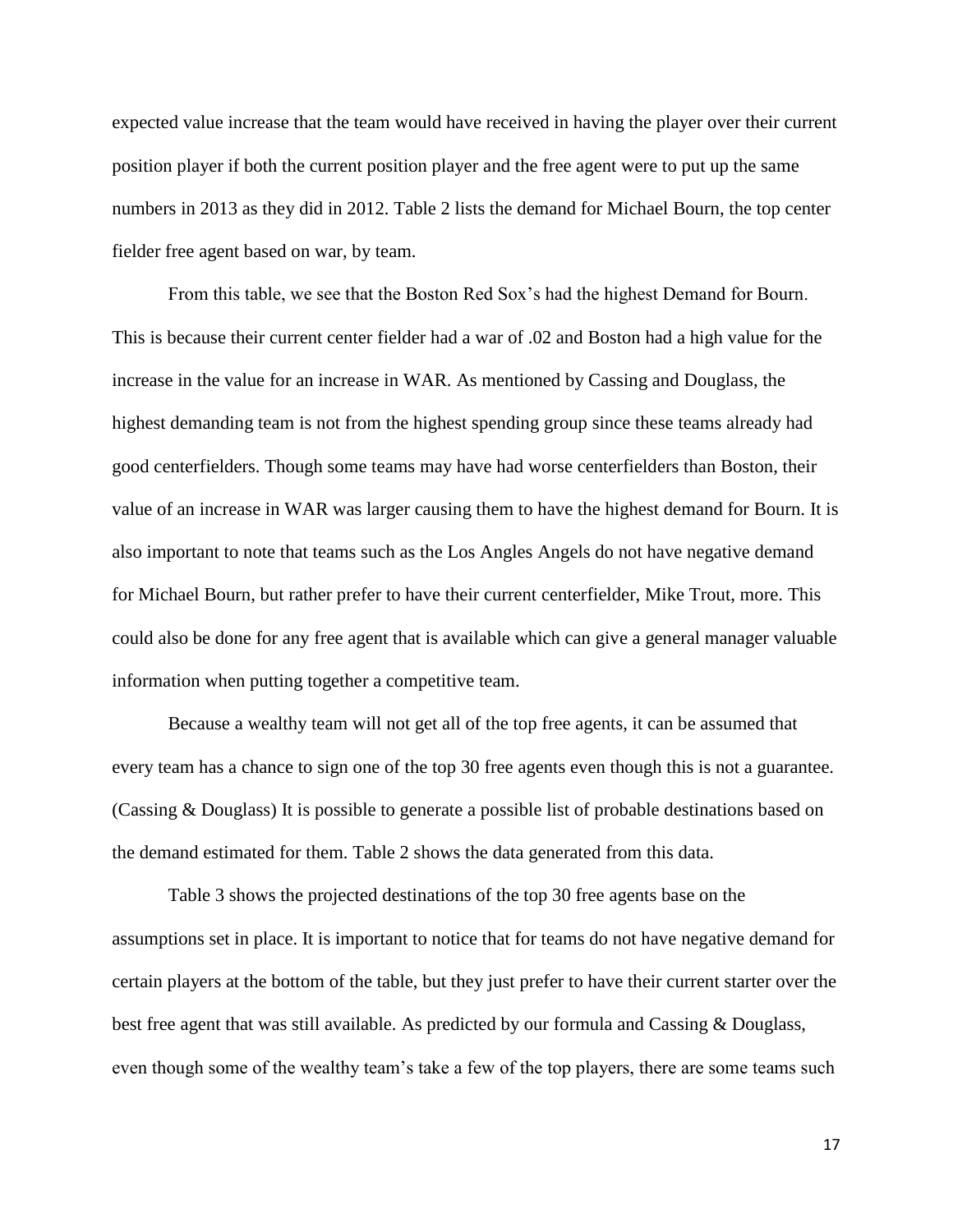expected value increase that the team would have received in having the player over their current position player if both the current position player and the free agent were to put up the same numbers in 2013 as they did in 2012. Table 2 lists the demand for Michael Bourn, the top center fielder free agent based on war, by team.

From this table, we see that the Boston Red Sox's had the highest Demand for Bourn. This is because their current center fielder had a war of .02 and Boston had a high value for the increase in the value for an increase in WAR. As mentioned by Cassing and Douglass, the highest demanding team is not from the highest spending group since these teams already had good centerfielders. Though some teams may have had worse centerfielders than Boston, their value of an increase in WAR was larger causing them to have the highest demand for Bourn. It is also important to note that teams such as the Los Angles Angels do not have negative demand for Michael Bourn, but rather prefer to have their current centerfielder, Mike Trout, more. This could also be done for any free agent that is available which can give a general manager valuable information when putting together a competitive team.

Because a wealthy team will not get all of the top free agents, it can be assumed that every team has a chance to sign one of the top 30 free agents even though this is not a guarantee. (Cassing & Douglass) It is possible to generate a possible list of probable destinations based on the demand estimated for them. Table 2 shows the data generated from this data.

Table 3 shows the projected destinations of the top 30 free agents base on the assumptions set in place. It is important to notice that for teams do not have negative demand for certain players at the bottom of the table, but they just prefer to have their current starter over the best free agent that was still available. As predicted by our formula and Cassing & Douglass, even though some of the wealthy team's take a few of the top players, there are some teams such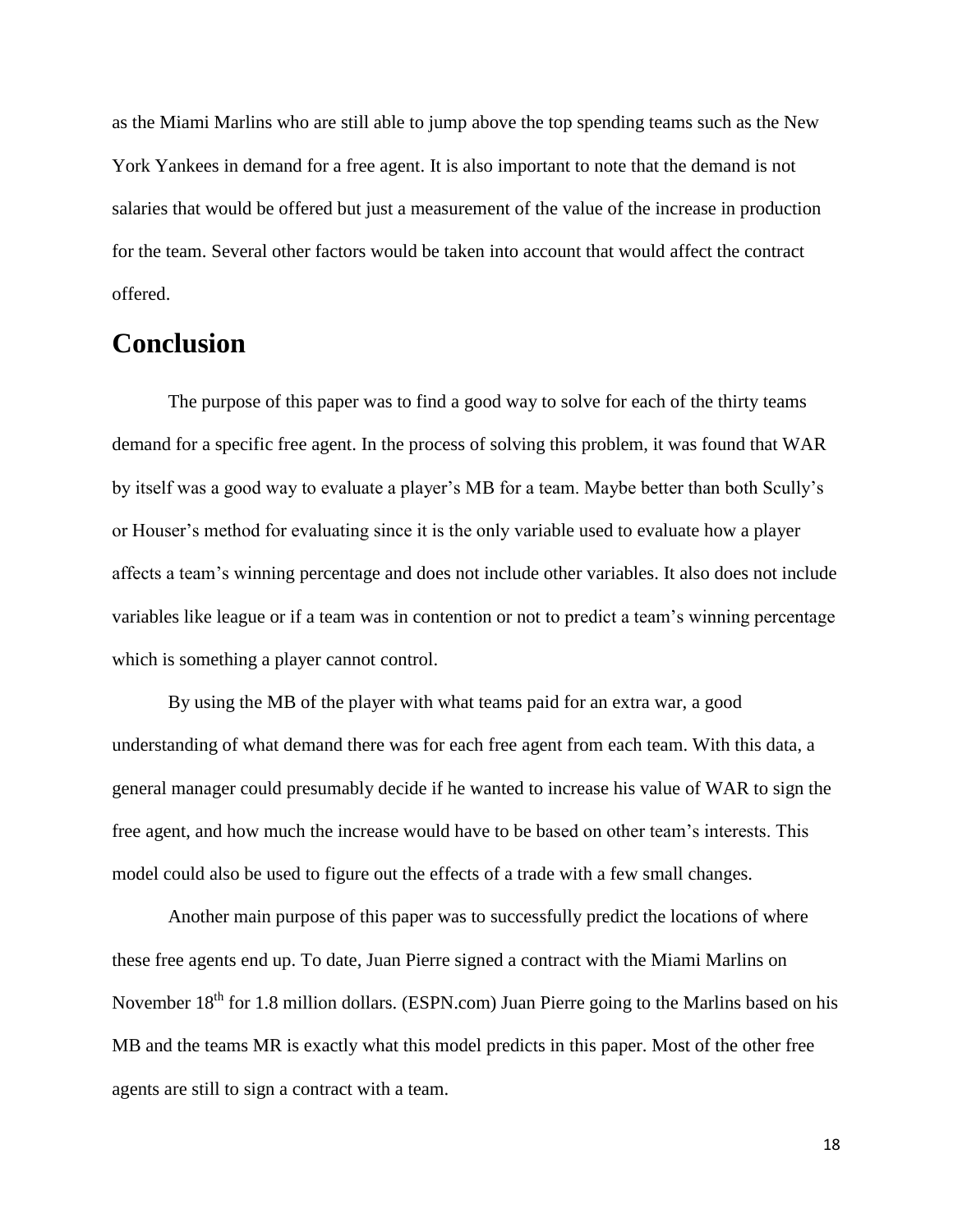as the Miami Marlins who are still able to jump above the top spending teams such as the New York Yankees in demand for a free agent. It is also important to note that the demand is not salaries that would be offered but just a measurement of the value of the increase in production for the team. Several other factors would be taken into account that would affect the contract offered.

## Conclusion

The purpose of this paper was to find a good way to solve for each of the thirty teams demand for a specific free agent. In the process of solving this problem, it was found that WAR by itself was a good way to evaluate a player's MB for a team. Maybe better than both Scully's or Houser's method for evaluating since it is the only variable used to evaluate how a player affects a team's winning percentage and does not include other variables. It also does not include variables like league or if a team was in contention or not to predict a team's winning percentage which is something a player cannot control.

By using the MB of the player with what teams paid for an extra war, a good understanding of what demand there was for each free agent from each team. With this data, a general manager could presumably decide if he wanted to increase his value of WAR to sign the free agent, and how much the increase would have to be based on other team's interests. This model could also be used to figure out the effects of a trade with a few small changes.

Another main purpose of this paper was to successfully predict the locations of where these free agents end up. To date, Juan Pierre signed a contract with the Miami Marlins on November 18th for 1.8 million dollars. (ESPN.com) Juan Pierre going to the Marlins based on his MB and the teams MR is exactly what this model predicts in this paper. Most of the other free agents are still to sign a contract with a team.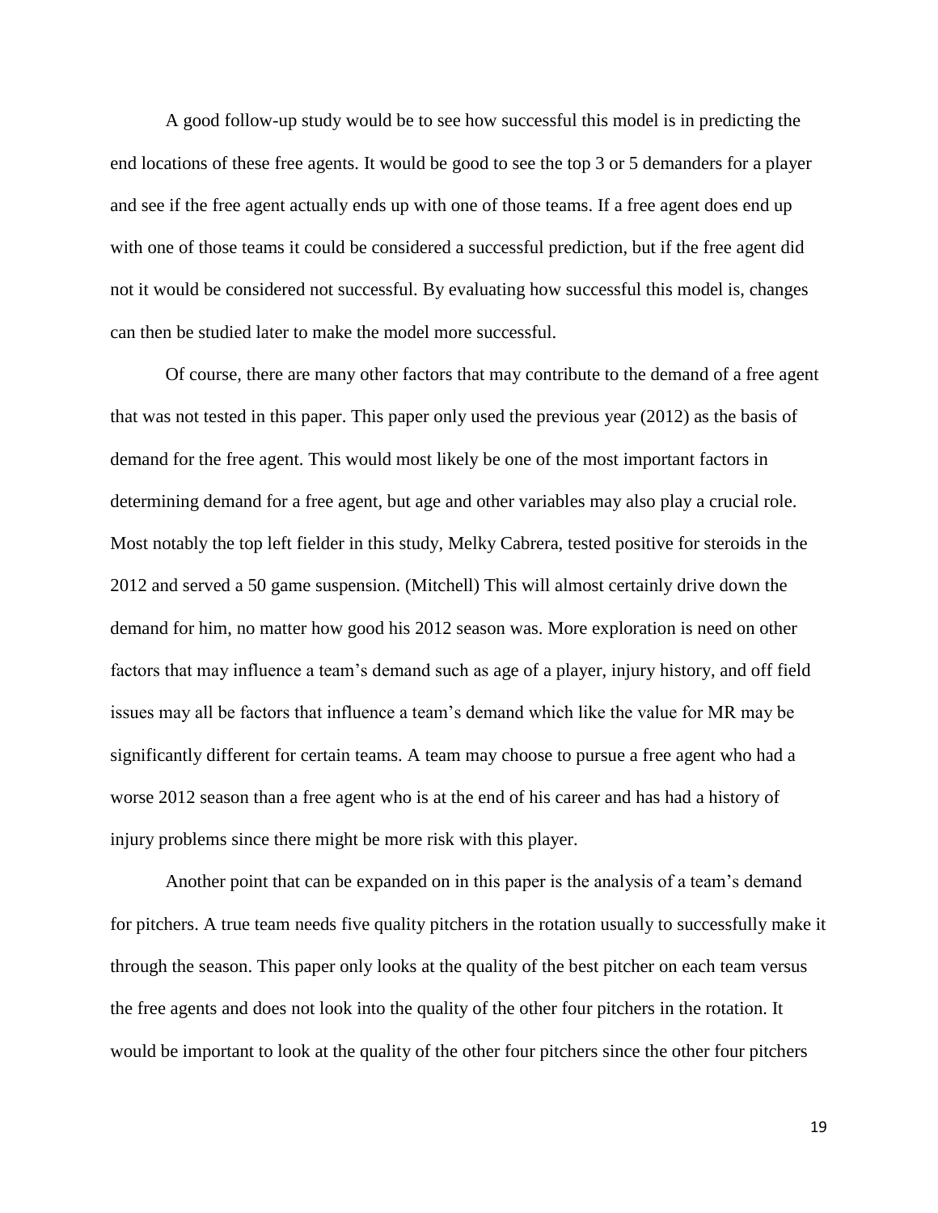A good follow-up study would be to see how successful this model is in predicting the end locations of these free agents. It would be good to see the top 3 or 5 demanders for a player and see if the free agent actually ends up with one of those teams. If a free agent does end up with one of those teams it could be considered a successful prediction, but if the free agent did not it would be considered not successful. By evaluating how successful this model is, changes can then be studied later to make the model more successful.

Of course, there are many other factors that may contribute to the demand of a free agent that was not tested in this paper. This paper only used the previous year (2012) as the basis of demand for the free agent. This would most likely be one of the most important factors in determining demand for a free agent, but age and other variables may also play a crucial role. Most notably the top left fielder in this study, Melky Cabrera, tested positive for steroids in the 2012 and served a 50 game suspension. (Mitchell) This will almost certainly drive down the demand for him, no matter how good his 2012 season was. More exploration is need on other factors that may influence a team's demand such as age of a player, injury history, and off field issues may all be factors that influence a team's demand which like the value for MR may be significantly different for certain teams. A team may choose to pursue a free agent who had a worse 2012 season than a free agent who is at the end of his career and has had a history of injury problems since there might be more risk with this player.

Another point that can be expanded on in this paper is the analysis of a team's demand for pitchers. A true team needs five quality pitchers in the rotation usually to successfully make it through the season. This paper only looks at the quality of the best pitcher on each team versus the free agents and does not look into the quality of the other four pitchers in the rotation. It would be important to look at the quality of the other four pitchers since the other four pitchers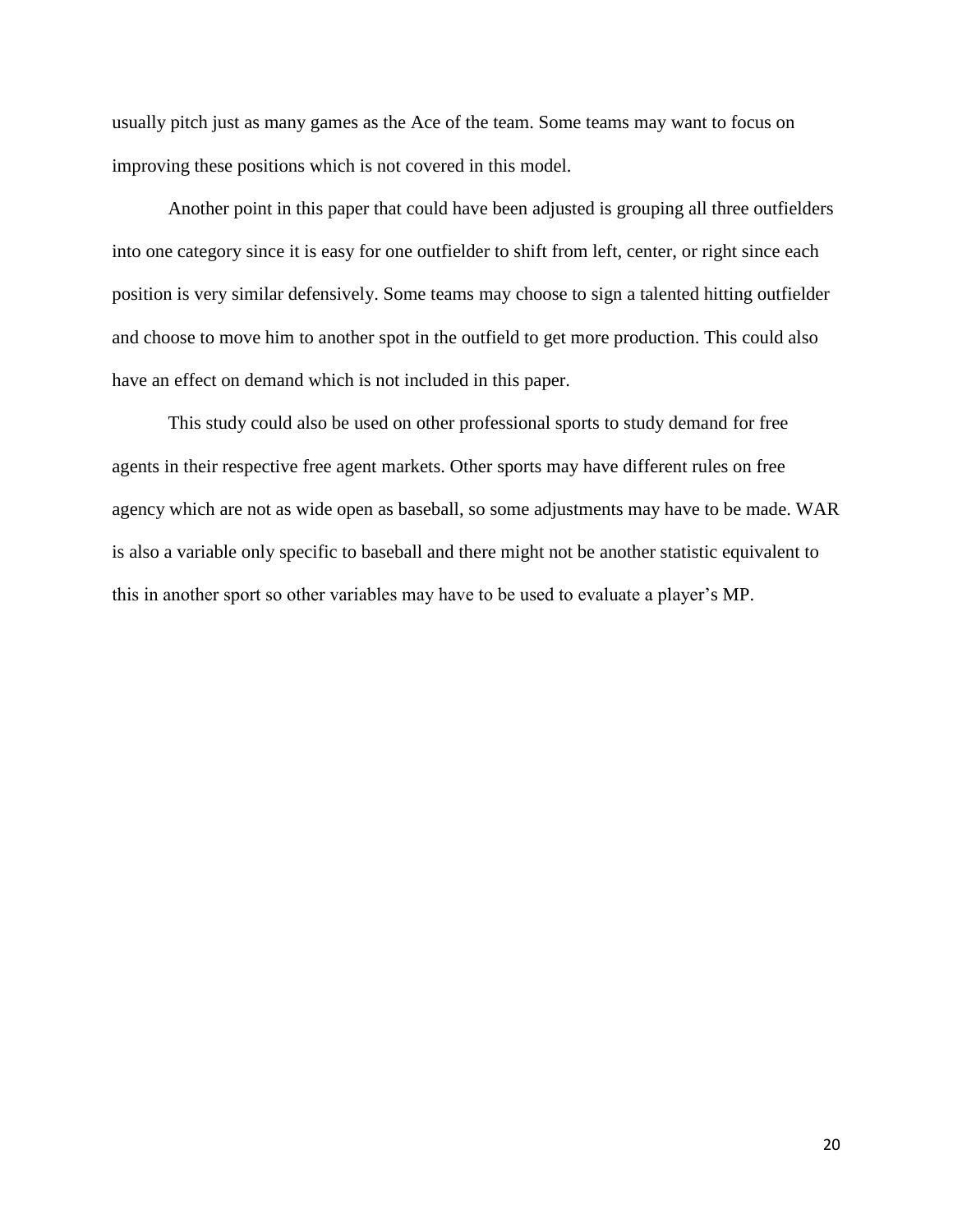usually pitch just as many games as the Ace of the team. Some teams may want to focus on improving these positions which is not covered in this model.

Another point in this paper that could have been adjusted is grouping all three outfielders into one category since it is easy for one outfielder to shift from left, center, or right since each position is very similar defensively. Some teams may choose to sign a talented hitting outfielder and choose to move him to another spot in the outfield to get more production. This could also have an effect on demand which is not included in this paper.

This study could also be used on other professional sports to study demand for free agents in their respective free agent markets. Other sports may have different rules on free agency which are not as wide open as baseball, so some adjustments may have to be made. WAR is also a variable only specific to baseball and there might not be another statistic equivalent to this in another sport so other variables may have to be used to evaluate a player's MP.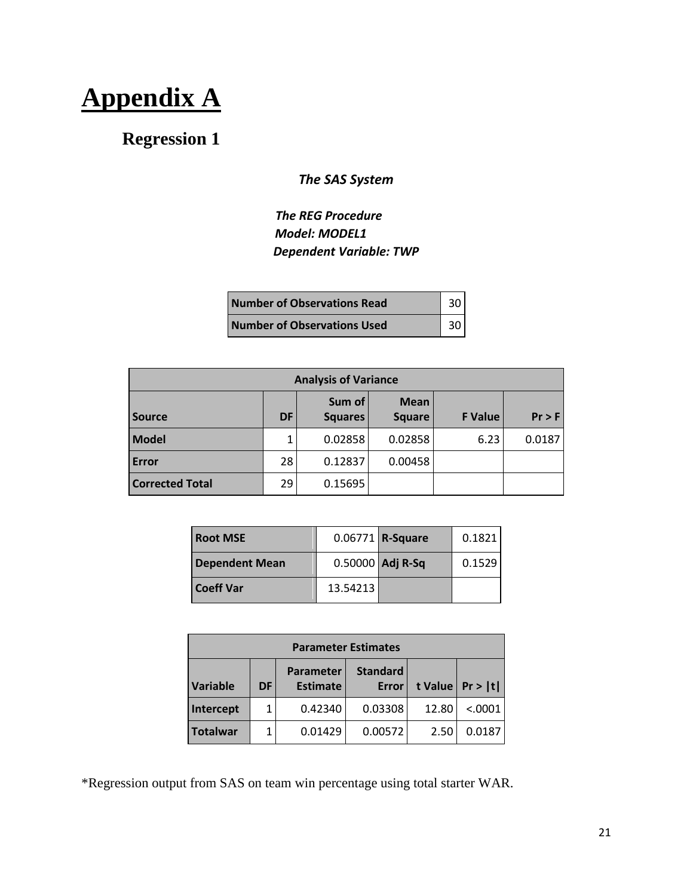# Appendix A

## Regression 1

*The SAS System*

*The REG Procedure*
*Model: MODEL1*
*Dependent Variable: TWP*

| | |
|---|---|
| **Number of Observations Read** | 30 |
| **Number of Observations Used** | 30 |

| Analysis of Variance | | | | | |
|---|---|---|---|---|---|
| **Source** | **DF** | **Sum of Squares** | **Mean Square** | **F Value** | **Pr > F** |
| **Model** | 1 | 0.02858 | 0.02858 | 6.23 | 0.0187 |
| **Error** | 28 | 0.12837 | 0.00458 | | |
| **Corrected Total** | 29 | 0.15695 | | | |

| | | | |
|---|---|---|---|
| **Root MSE** | 0.06771 | **R-Square** | 0.1821 |
| **Dependent Mean** | 0.50000 | **Adj R-Sq** | 0.1529 |
| **Coeff Var** | 13.54213 | | |

| Parameter Estimates | | | | | |
|---|---|---|---|---|---|
| **Variable** | **DF** | **Parameter Estimate** | **Standard Error** | **t Value** | **Pr > \|t\|** |
| **Intercept** | 1 | 0.42340 | 0.03308 | 12.80 | <.0001 |
| **Totalwar** | 1 | 0.01429 | 0.00572 | 2.50 | 0.0187 |

*Regression output from SAS on team win percentage using total starter WAR.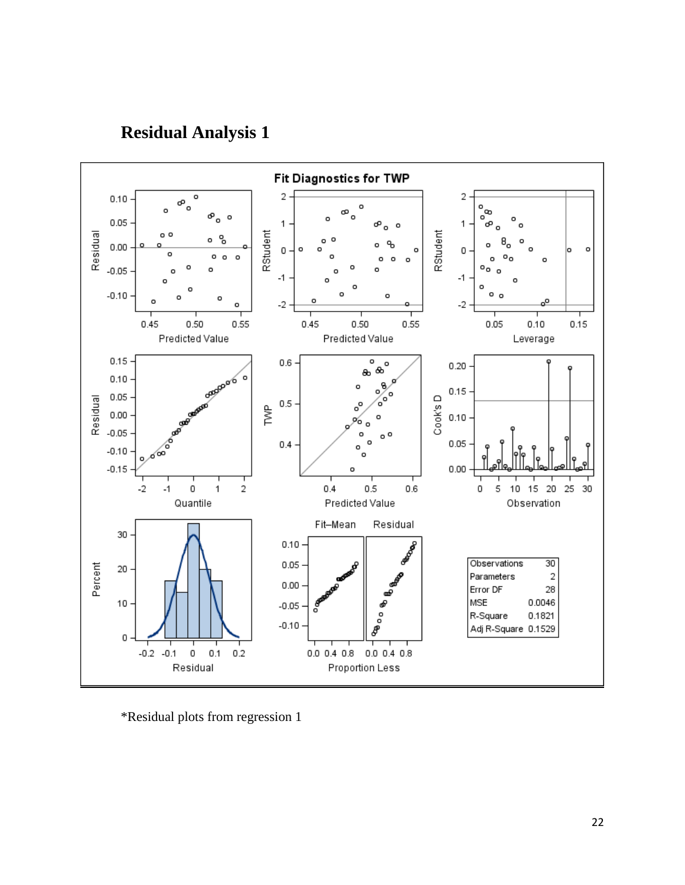# Residual Analysis 1

**Fit Diagnostics for TWP**

| Observations | 30 |
|---|---|
| Parameters | 2 |
| Error DF | 28 |
| MSE | 0.0046 |
| R-Square | 0.1821 |
| Adj R-Square | 0.1529 |

*Residual plots from regression 1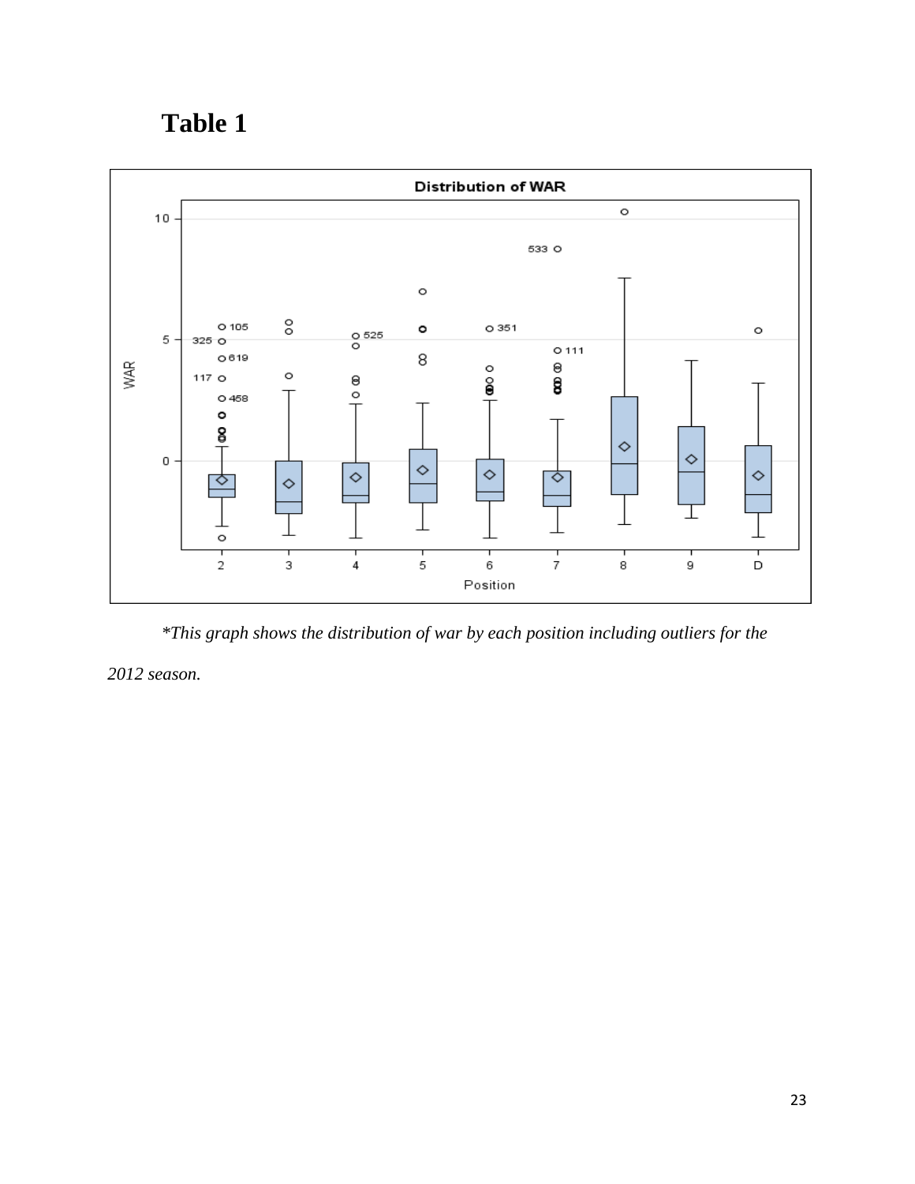# Table 1

*\*This graph shows the distribution of war by each position including outliers for the 2012 season.*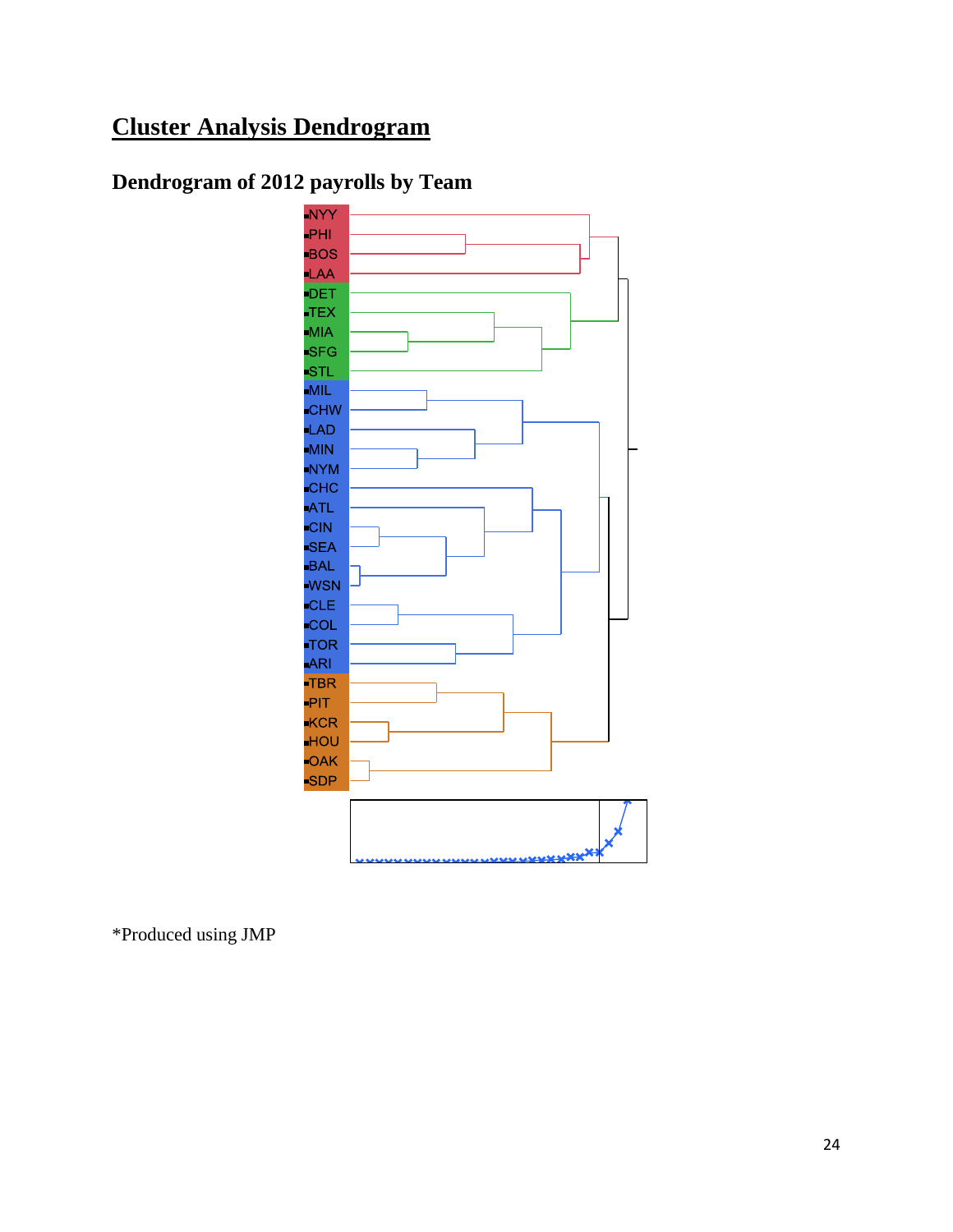# Cluster Analysis Dendrogram

## Dendrogram of 2012 payrolls by Team

NYY
PHI
BOS
LAA
DET
TEX
MIA
SFG
STL
MIL
CHW
LAD
MIN
NYM
CHC
ATL
CIN
SEA
BAL
WSN
CLE
COL
TOR
ARI
TBR
PIT
KCR
HOU
OAK
SDP

*Produced using JMP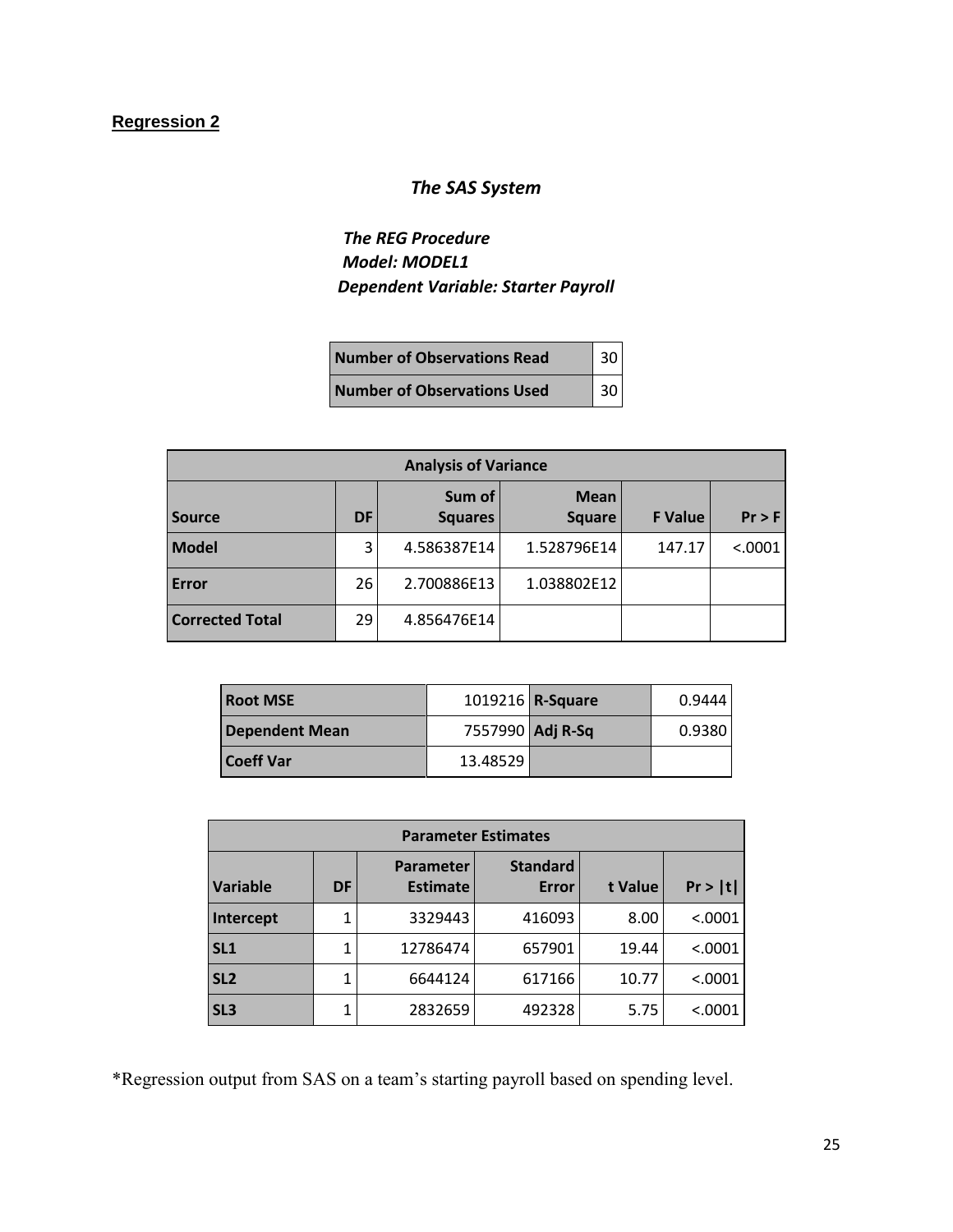**Regression 2**

### *The SAS System*

***The REG Procedure***
***Model: MODEL1***
***Dependent Variable: Starter Payroll***

| | |
|---|---|
| **Number of Observations Read** | 30 |
| **Number of Observations Used** | 30 |

| **Analysis of Variance** | | | | | |
|---|---|---|---|---|---|
| **Source** | **DF** | **Sum of Squares** | **Mean Square** | **F Value** | **Pr > F** |
| **Model** | 3 | 4.586387E14 | 1.528796E14 | 147.17 | <.0001 |
| **Error** | 26 | 2.700886E13 | 1.038802E12 | | |
| **Corrected Total** | 29 | 4.856476E14 | | | |

| | | | |
|---|---|---|---|
| **Root MSE** | 1019216 | **R-Square** | 0.9444 |
| **Dependent Mean** | 7557990 | **Adj R-Sq** | 0.9380 |
| **Coeff Var** | 13.48529 | | |

| **Parameter Estimates** | | | | | |
|---|---|---|---|---|---|
| **Variable** | **DF** | **Parameter Estimate** | **Standard Error** | **t Value** | **Pr > \|t\|** |
| **Intercept** | 1 | 3329443 | 416093 | 8.00 | <.0001 |
| **SL1** | 1 | 12786474 | 657901 | 19.44 | <.0001 |
| **SL2** | 1 | 6644124 | 617166 | 10.77 | <.0001 |
| **SL3** | 1 | 2832659 | 492328 | 5.75 | <.0001 |

*Regression output from SAS on a team's starting payroll based on spending level.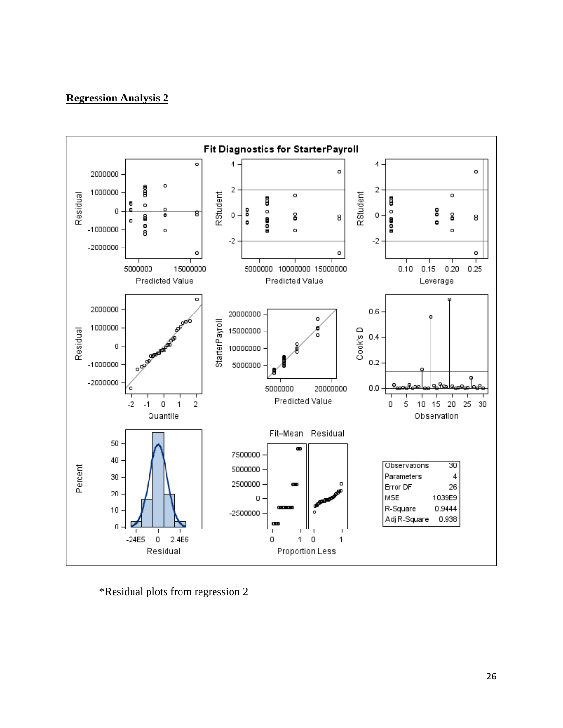## Regression Analysis 2

*Residual plots from regression 2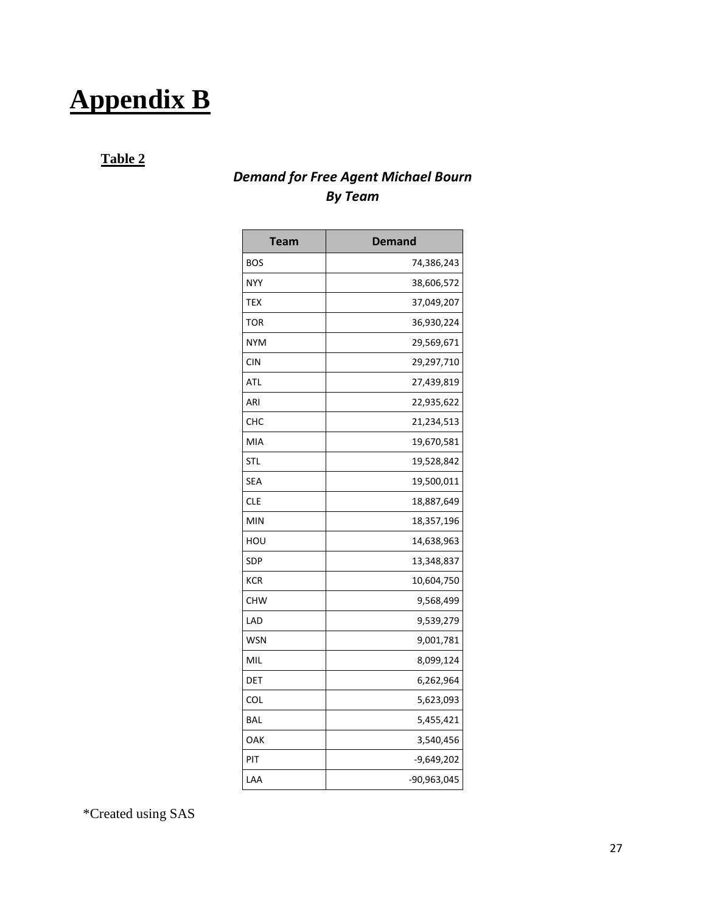# Appendix B

**Table 2**

***Demand for Free Agent Michael Bourn***
***By Team***

| Team | Demand |
|---|---|
| BOS | 74,386,243 |
| NYY | 38,606,572 |
| TEX | 37,049,207 |
| TOR | 36,930,224 |
| NYM | 29,569,671 |
| CIN | 29,297,710 |
| ATL | 27,439,819 |
| ARI | 22,935,622 |
| CHC | 21,234,513 |
| MIA | 19,670,581 |
| STL | 19,528,842 |
| SEA | 19,500,011 |
| CLE | 18,887,649 |
| MIN | 18,357,196 |
| HOU | 14,638,963 |
| SDP | 13,348,837 |
| KCR | 10,604,750 |
| CHW | 9,568,499 |
| LAD | 9,539,279 |
| WSN | 9,001,781 |
| MIL | 8,099,124 |
| DET | 6,262,964 |
| COL | 5,623,093 |
| BAL | 5,455,421 |
| OAK | 3,540,456 |
| PIT | -9,649,202 |
| LAA | -90,963,045 |

*Created using SAS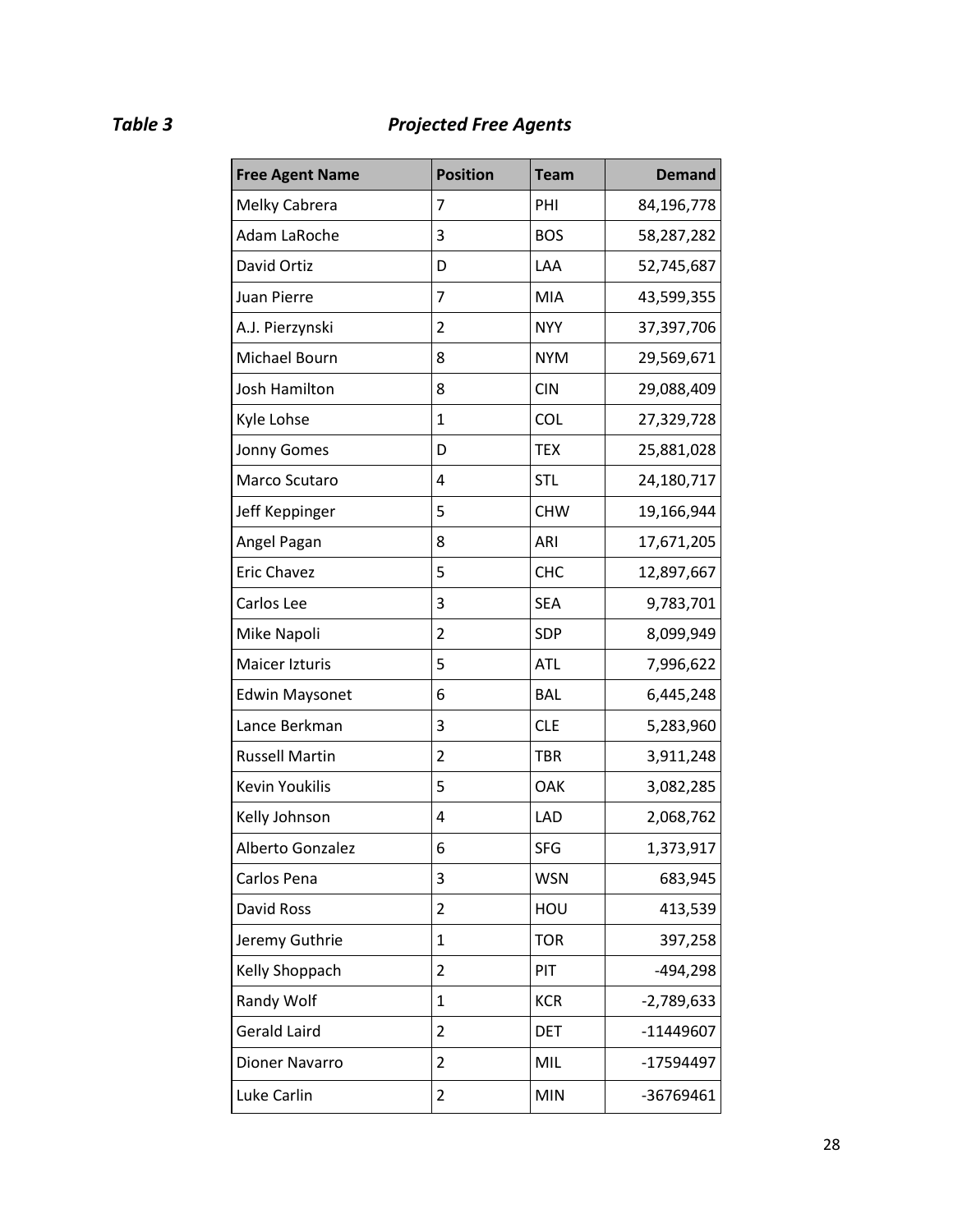***Table 3*** ***Projected Free Agents***

| Free Agent Name | Position | Team | Demand |
|---|---|---|---|
| Melky Cabrera | 7 | PHI | 84,196,778 |
| Adam LaRoche | 3 | BOS | 58,287,282 |
| David Ortiz | D | LAA | 52,745,687 |
| Juan Pierre | 7 | MIA | 43,599,355 |
| A.J. Pierzynski | 2 | NYY | 37,397,706 |
| Michael Bourn | 8 | NYM | 29,569,671 |
| Josh Hamilton | 8 | CIN | 29,088,409 |
| Kyle Lohse | 1 | COL | 27,329,728 |
| Jonny Gomes | D | TEX | 25,881,028 |
| Marco Scutaro | 4 | STL | 24,180,717 |
| Jeff Keppinger | 5 | CHW | 19,166,944 |
| Angel Pagan | 8 | ARI | 17,671,205 |
| Eric Chavez | 5 | CHC | 12,897,667 |
| Carlos Lee | 3 | SEA | 9,783,701 |
| Mike Napoli | 2 | SDP | 8,099,949 |
| Maicer Izturis | 5 | ATL | 7,996,622 |
| Edwin Maysonet | 6 | BAL | 6,445,248 |
| Lance Berkman | 3 | CLE | 5,283,960 |
| Russell Martin | 2 | TBR | 3,911,248 |
| Kevin Youkilis | 5 | OAK | 3,082,285 |
| Kelly Johnson | 4 | LAD | 2,068,762 |
| Alberto Gonzalez | 6 | SFG | 1,373,917 |
| Carlos Pena | 3 | WSN | 683,945 |
| David Ross | 2 | HOU | 413,539 |
| Jeremy Guthrie | 1 | TOR | 397,258 |
| Kelly Shoppach | 2 | PIT | -494,298 |
| Randy Wolf | 1 | KCR | -2,789,633 |
| Gerald Laird | 2 | DET | -11449607 |
| Dioner Navarro | 2 | MIL | -17594497 |
| Luke Carlin | 2 | MIN | -36769461 |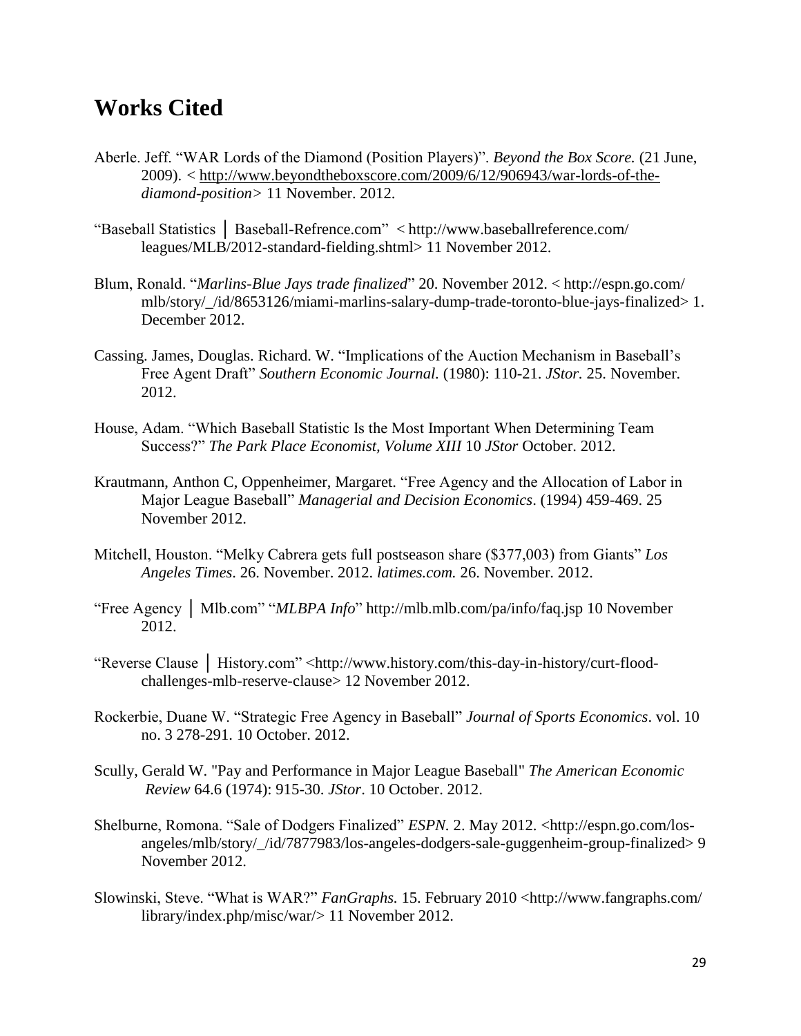# Works Cited

Aberle. Jeff. "WAR Lords of the Diamond (Position Players)". *Beyond the Box Score.* (21 June, 2009). < http://www.beyondtheboxscore.com/2009/6/12/906943/war-lords-of-the-diamond-position> 11 November. 2012.

"Baseball Statistics │ Baseball-Refrence.com" < http://www.baseballreference.com/leagues/MLB/2012-standard-fielding.shtml> 11 November 2012.

Blum, Ronald. "*Marlins-Blue Jays trade finalized*" 20. November 2012. < http://espn.go.com/mlb/story/_/id/8653126/miami-marlins-salary-dump-trade-toronto-blue-jays-finalized> 1. December 2012.

Cassing. James, Douglas. Richard. W. "Implications of the Auction Mechanism in Baseball's Free Agent Draft" *Southern Economic Journal.* (1980): 110-21. *JStor.* 25. November. 2012.

House, Adam. "Which Baseball Statistic Is the Most Important When Determining Team Success?" *The Park Place Economist, Volume XIII* 10 *JStor* October. 2012.

Krautmann, Anthon C, Oppenheimer, Margaret. "Free Agency and the Allocation of Labor in Major League Baseball" *Managerial and Decision Economics*. (1994) 459-469. 25 November 2012.

Mitchell, Houston. "Melky Cabrera gets full postseason share ($377,003) from Giants" *Los Angeles Times*. 26. November. 2012. *latimes.com.* 26. November. 2012.

"Free Agency │ Mlb.com" "*MLBPA Info*" http://mlb.mlb.com/pa/info/faq.jsp 10 November 2012.

"Reverse Clause │ History.com" <http://www.history.com/this-day-in-history/curt-flood-challenges-mlb-reserve-clause> 12 November 2012.

Rockerbie, Duane W. "Strategic Free Agency in Baseball" *Journal of Sports Economics*. vol. 10 no. 3 278-291. 10 October. 2012.

Scully, Gerald W. "Pay and Performance in Major League Baseball" *The American Economic Review* 64.6 (1974): 915-30. *JStor*. 10 October. 2012.

Shelburne, Romona. "Sale of Dodgers Finalized" *ESPN.* 2. May 2012. <http://espn.go.com/los-angeles/mlb/story/_/id/7877983/los-angeles-dodgers-sale-guggenheim-group-finalized> 9 November 2012.

Slowinski, Steve. "What is WAR?" *FanGraphs.* 15. February 2010 <http://www.fangraphs.com/library/index.php/misc/war/> 11 November 2012.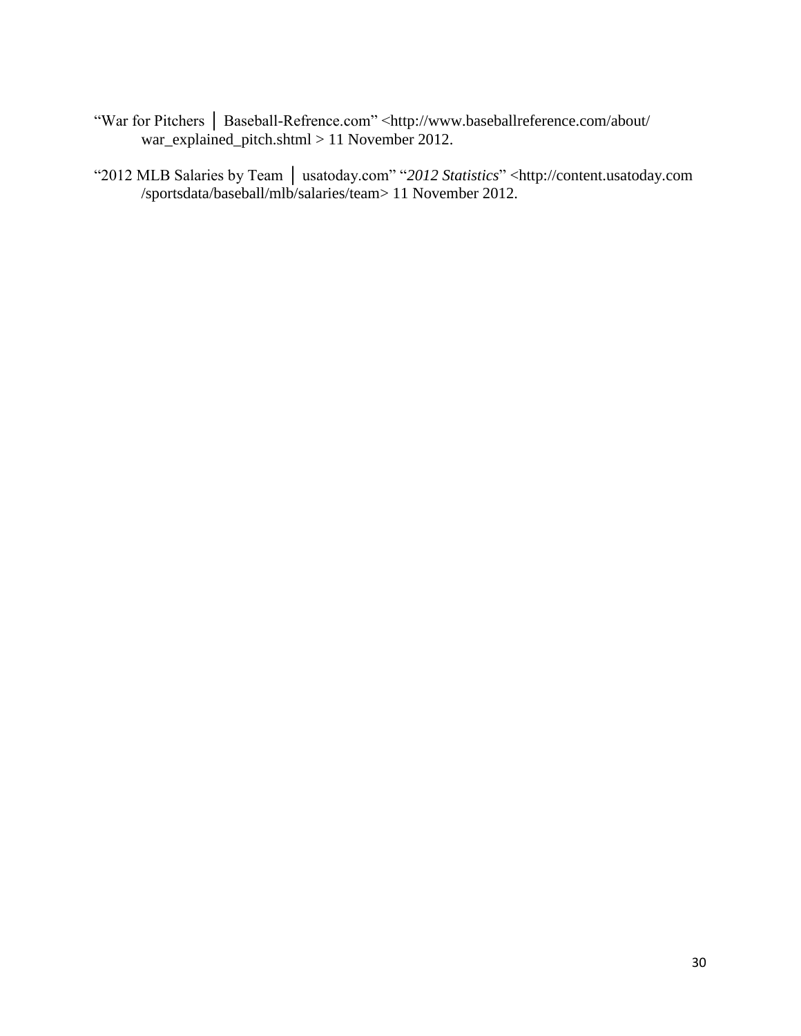"War for Pitchers │ Baseball-Refrence.com" <http://www.baseballreference.com/about/war_explained_pitch.shtml > 11 November 2012.

"2012 MLB Salaries by Team │ usatoday.com" "*2012 Statistics*" <http://content.usatoday.com/sportsdata/baseball/mlb/salaries/team> 11 November 2012.